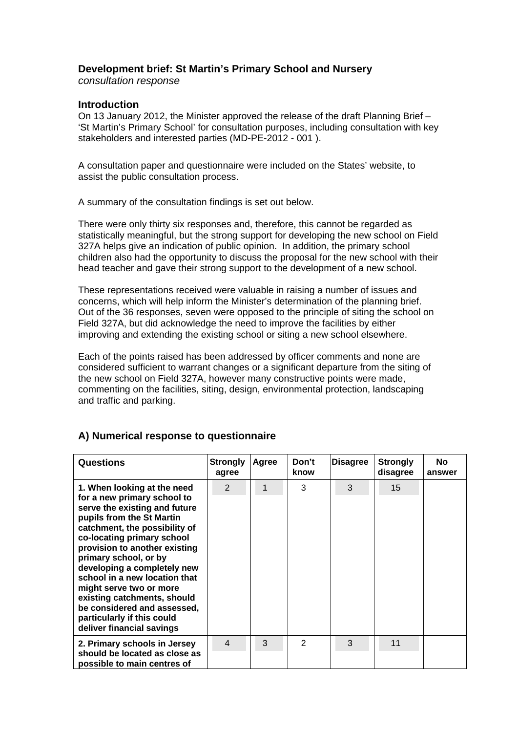**Development brief: St Martin's Primary School and Nursery**
*consultation response*

### Introduction

On 13 January 2012, the Minister approved the release of the draft Planning Brief – 'St Martin's Primary School' for consultation purposes, including consultation with key stakeholders and interested parties (MD-PE-2012 - 001 ).

A consultation paper and questionnaire were included on the States' website, to assist the public consultation process.

A summary of the consultation findings is set out below.

There were only thirty six responses and, therefore, this cannot be regarded as statistically meaningful, but the strong support for developing the new school on Field 327A helps give an indication of public opinion. In addition, the primary school children also had the opportunity to discuss the proposal for the new school with their head teacher and gave their strong support to the development of a new school.

These representations received were valuable in raising a number of issues and concerns, which will help inform the Minister's determination of the planning brief. Out of the 36 responses, seven were opposed to the principle of siting the school on Field 327A, but did acknowledge the need to improve the facilities by either improving and extending the existing school or siting a new school elsewhere.

Each of the points raised has been addressed by officer comments and none are considered sufficient to warrant changes or a significant departure from the siting of the new school on Field 327A, however many constructive points were made, commenting on the facilities, siting, design, environmental protection, landscaping and traffic and parking.

### A) Numerical response to questionnaire

| Questions | Strongly agree | Agree | Don't know | Disagree | Strongly disagree | No answer |
|---|---|---|---|---|---|---|
| **1. When looking at the need for a new primary school to serve the existing and future pupils from the St Martin catchment, the possibility of co-locating primary school provision to another existing primary school, or by developing a completely new school in a new location that might serve two or more existing catchments, should be considered and assessed, particularly if this could deliver financial savings** | 2 | 1 | 3 | 3 | 15 | |
| **2. Primary schools in Jersey should be located as close as possible to main centres of** | 4 | 3 | 2 | 3 | 11 | |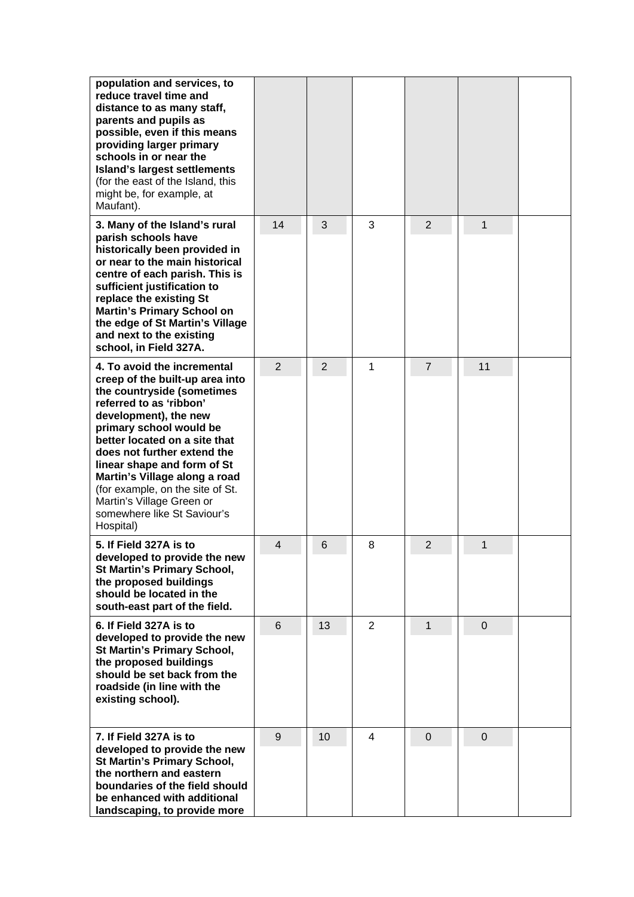| | | | | | | |
|---|---|---|---|---|---|---|
| **population and services, to reduce travel time and distance to as many staff, parents and pupils as possible, even if this means providing larger primary schools in or near the Island's largest settlements** (for the east of the Island, this might be, for example, at Maufant). | | | | | | |
| **3. Many of the Island's rural parish schools have historically been provided in or near to the main historical centre of each parish. This is sufficient justification to replace the existing St Martin's Primary School on the edge of St Martin's Village and next to the existing school, in Field 327A.** | 14 | 3 | 3 | 2 | 1 | |
| **4. To avoid the incremental creep of the built-up area into the countryside (sometimes referred to as 'ribbon' development), the new primary school would be better located on a site that does not further extend the linear shape and form of St Martin's Village along a road** (for example, on the site of St. Martin's Village Green or somewhere like St Saviour's Hospital) | 2 | 2 | 1 | 7 | 11 | |
| **5. If Field 327A is to developed to provide the new St Martin's Primary School, the proposed buildings should be located in the south-east part of the field.** | 4 | 6 | 8 | 2 | 1 | |
| **6. If Field 327A is to developed to provide the new St Martin's Primary School, the proposed buildings should be set back from the roadside (in line with the existing school).** | 6 | 13 | 2 | 1 | 0 | |
| **7. If Field 327A is to developed to provide the new St Martin's Primary School, the northern and eastern boundaries of the field should be enhanced with additional landscaping, to provide more** | 9 | 10 | 4 | 0 | 0 | |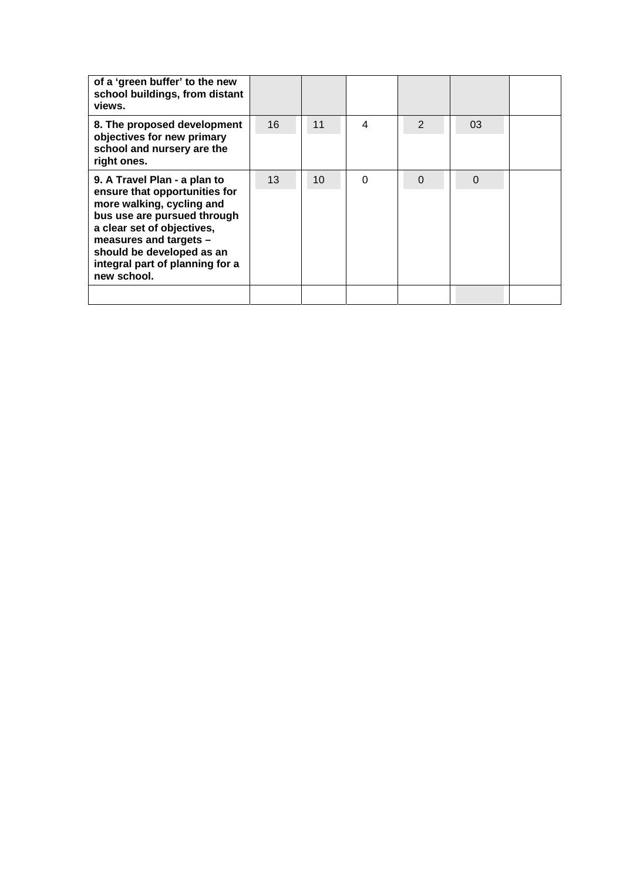| | | | | | | |
|---|---|---|---|---|---|---|
| **of a 'green buffer' to the new school buildings, from distant views.** | | | | | | |
| **8. The proposed development objectives for new primary school and nursery are the right ones.** | 16 | 11 | 4 | 2 | 03 | |
| **9. A Travel Plan - a plan to ensure that opportunities for more walking, cycling and bus use are pursued through a clear set of objectives, measures and targets – should be developed as an integral part of planning for a new school.** | 13 | 10 | 0 | 0 | 0 | |
| | | | | | | |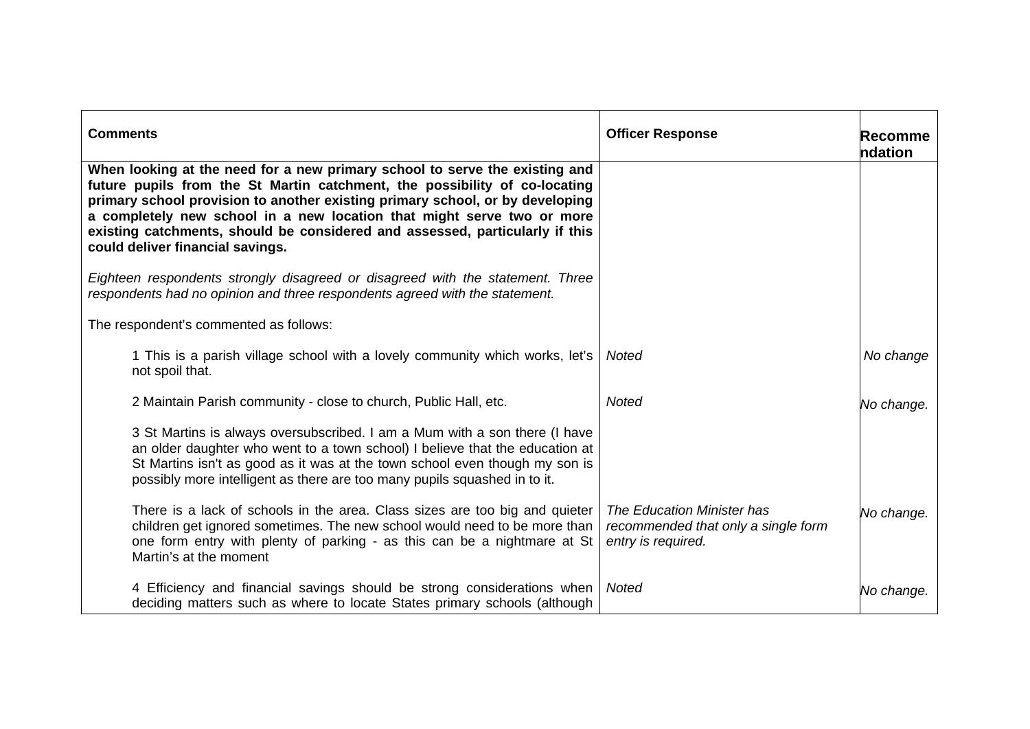| Comments | Officer Response | Recommendation |
|---|---|---|
| **When looking at the need for a new primary school to serve the existing and future pupils from the St Martin catchment, the possibility of co-locating primary school provision to another existing primary school, or by developing a completely new school in a new location that might serve two or more existing catchments, should be considered and assessed, particularly if this could deliver financial savings.**<br><br>*Eighteen respondents strongly disagreed or disagreed with the statement. Three respondents had no opinion and three respondents agreed with the statement.*<br><br>The respondent's commented as follows: | | |
| 1 This is a parish village school with a lovely community which works, let's not spoil that. | *Noted* | *No change* |
| 2 Maintain Parish community - close to church, Public Hall, etc. | *Noted* | *No change.* |
| 3 St Martins is always oversubscribed. I am a Mum with a son there (I have an older daughter who went to a town school) I believe that the education at St Martins isn't as good as it was at the town school even though my son is possibly more intelligent as there are too many pupils squashed in to it.<br><br>There is a lack of schools in the area. Class sizes are too big and quieter children get ignored sometimes. The new school would need to be more than one form entry with plenty of parking - as this can be a nightmare at St Martin's at the moment | *The Education Minister has recommended that only a single form entry is required.* | *No change.* |
| 4 Efficiency and financial savings should be strong considerations when deciding matters such as where to locate States primary schools (although | *Noted* | *No change.* |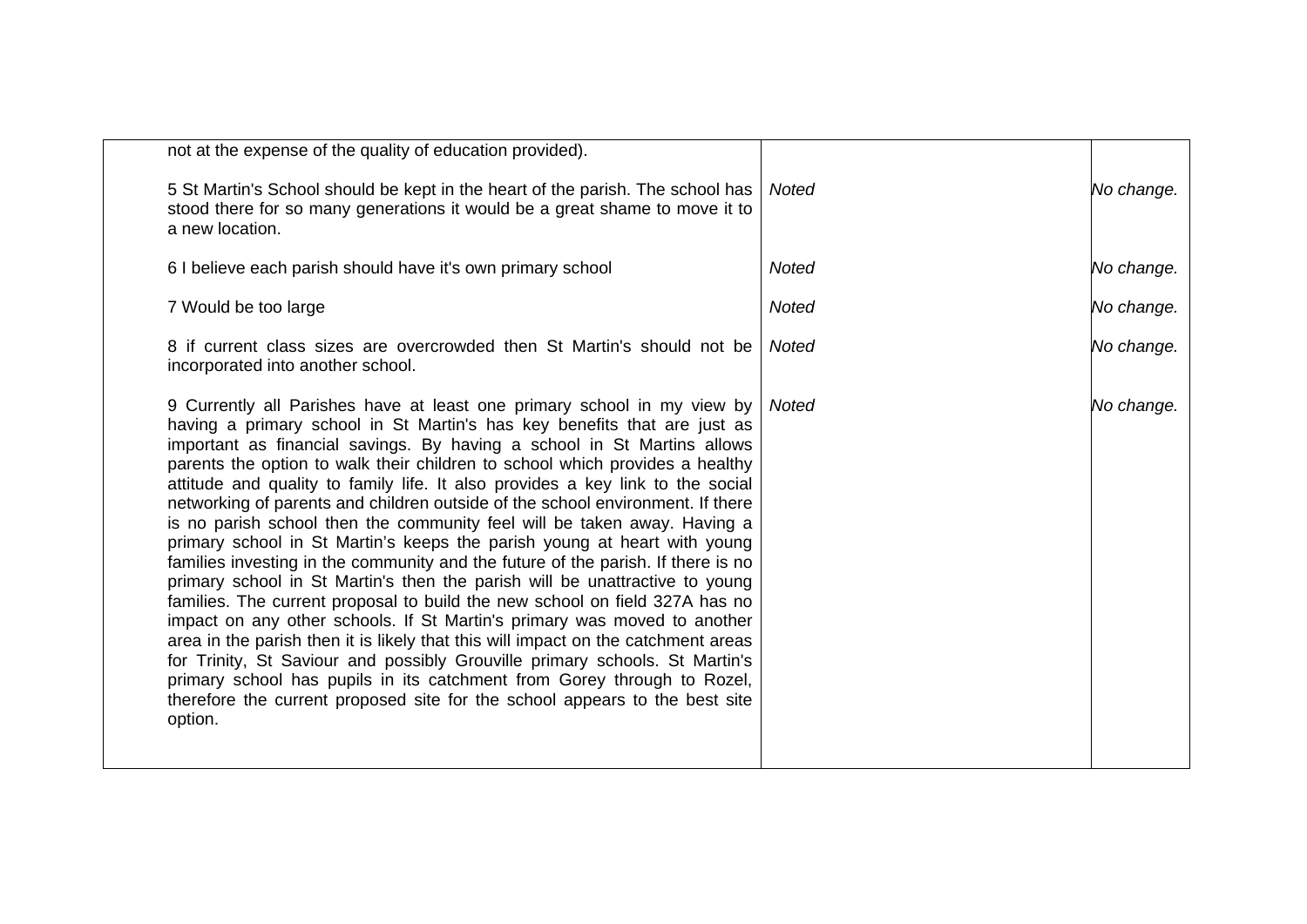| | | |
|---|---|---|
| not at the expense of the quality of education provided). | | |
| 5 St Martin's School should be kept in the heart of the parish. The school has stood there for so many generations it would be a great shame to move it to a new location. | *Noted* | *No change.* |
| 6 I believe each parish should have it's own primary school | *Noted* | *No change.* |
| 7 Would be too large | *Noted* | *No change.* |
| 8 if current class sizes are overcrowded then St Martin's should not be incorporated into another school. | *Noted* | *No change.* |
| 9 Currently all Parishes have at least one primary school in my view by having a primary school in St Martin's has key benefits that are just as important as financial savings. By having a school in St Martins allows parents the option to walk their children to school which provides a healthy attitude and quality to family life. It also provides a key link to the social networking of parents and children outside of the school environment. If there is no parish school then the community feel will be taken away. Having a primary school in St Martin's keeps the parish young at heart with young families investing in the community and the future of the parish. If there is no primary school in St Martin's then the parish will be unattractive to young families. The current proposal to build the new school on field 327A has no impact on any other schools. If St Martin's primary was moved to another area in the parish then it is likely that this will impact on the catchment areas for Trinity, St Saviour and possibly Grouville primary schools. St Martin's primary school has pupils in its catchment from Gorey through to Rozel, therefore the current proposed site for the school appears to the best site option. | *Noted* | *No change.* |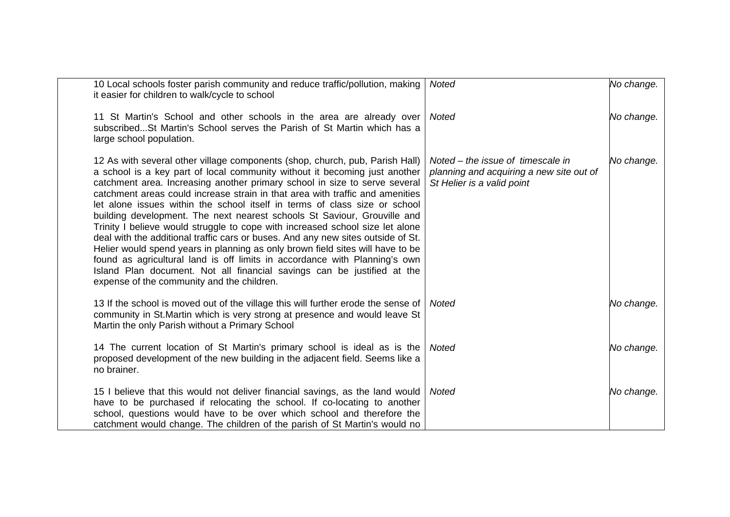| | | | |
|---|---|---|---|
| | 10 Local schools foster parish community and reduce traffic/pollution, making it easier for children to walk/cycle to school | *Noted* | *No change.* |
| | 11 St Martin's School and other schools in the area are already over subscribed...St Martin's School serves the Parish of St Martin which has a large school population. | *Noted* | *No change.* |
| | 12 As with several other village components (shop, church, pub, Parish Hall) a school is a key part of local community without it becoming just another catchment area. Increasing another primary school in size to serve several catchment areas could increase strain in that area with traffic and amenities let alone issues within the school itself in terms of class size or school building development. The next nearest schools St Saviour, Grouville and Trinity I believe would struggle to cope with increased school size let alone deal with the additional traffic cars or buses. And any new sites outside of St. Helier would spend years in planning as only brown field sites will have to be found as agricultural land is off limits in accordance with Planning's own Island Plan document. Not all financial savings can be justified at the expense of the community and the children. | *Noted – the issue of timescale in planning and acquiring a new site out of St Helier is a valid point* | *No change.* |
| | 13 If the school is moved out of the village this will further erode the sense of community in St.Martin which is very strong at presence and would leave St Martin the only Parish without a Primary School | *Noted* | *No change.* |
| | 14 The current location of St Martin's primary school is ideal as is the proposed development of the new building in the adjacent field. Seems like a no brainer. | *Noted* | *No change.* |
| | 15 I believe that this would not deliver financial savings, as the land would have to be purchased if relocating the school. If co-locating to another school, questions would have to be over which school and therefore the catchment would change. The children of the parish of St Martin's would no | *Noted* | *No change.* |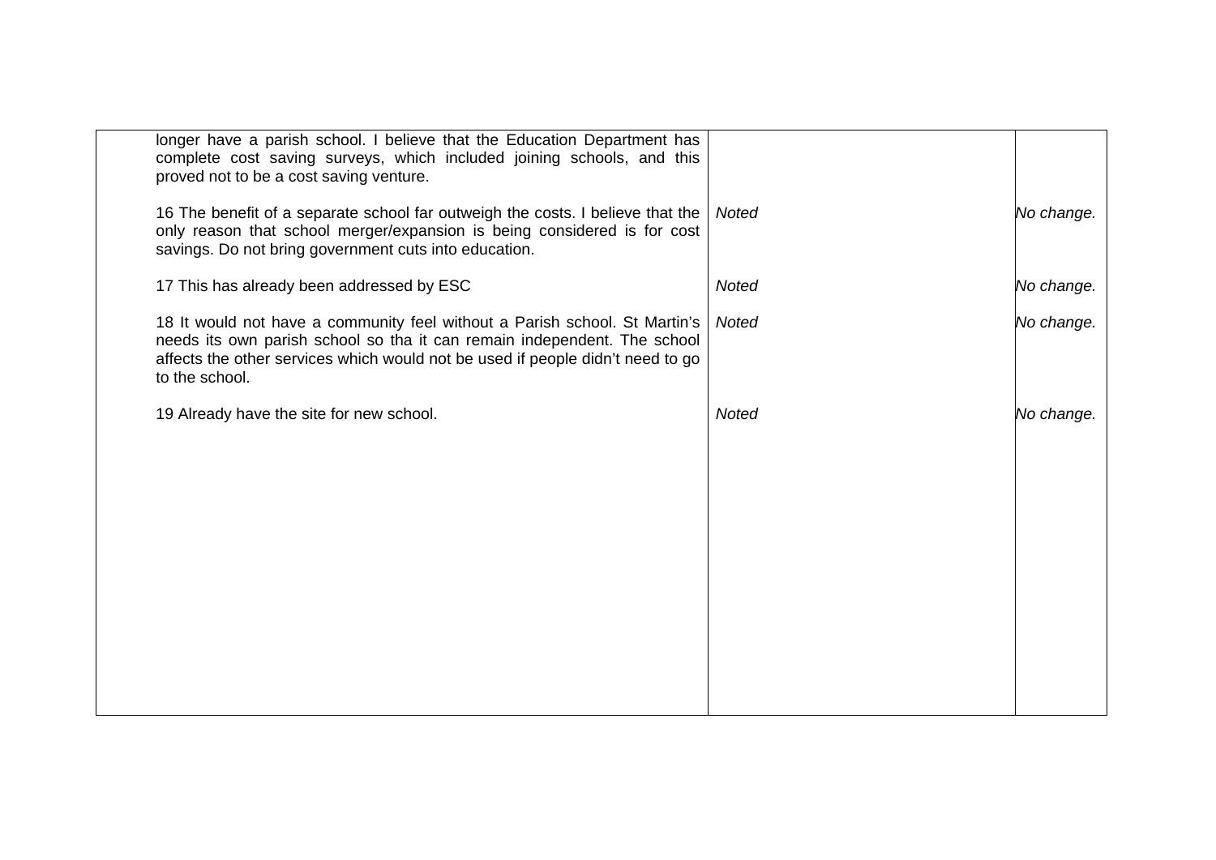| | | |
|---|---|---|
| longer have a parish school. I believe that the Education Department has complete cost saving surveys, which included joining schools, and this proved not to be a cost saving venture. | | |
| 16 The benefit of a separate school far outweigh the costs. I believe that the only reason that school merger/expansion is being considered is for cost savings. Do not bring government cuts into education. | *Noted* | *No change.* |
| 17 This has already been addressed by ESC | *Noted* | *No change.* |
| 18 It would not have a community feel without a Parish school. St Martin's needs its own parish school so tha it can remain independent. The school affects the other services which would not be used if people didn't need to go to the school. | *Noted* | *No change.* |
| 19 Already have the site for new school. | *Noted* | *No change.* |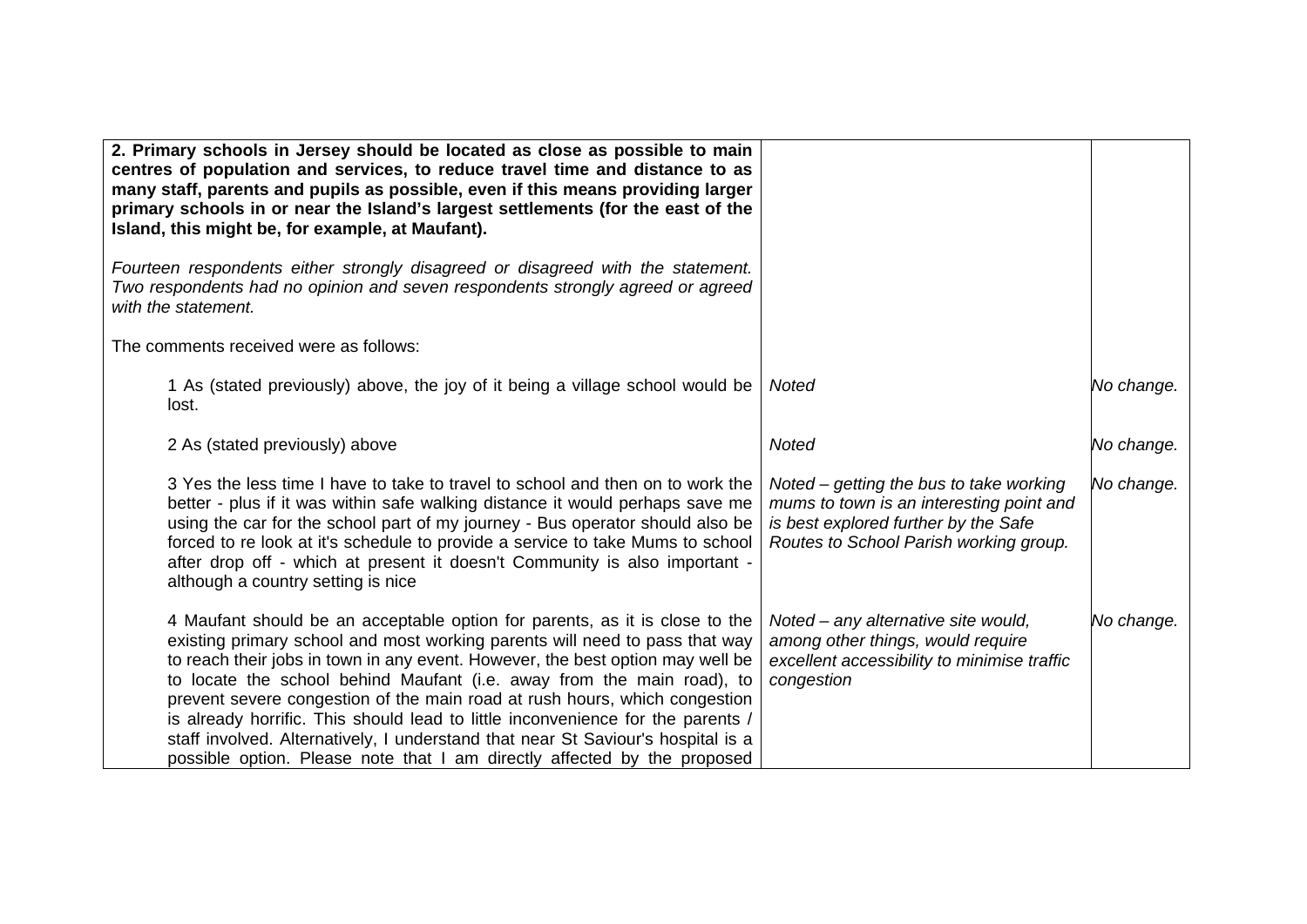| **2. Primary schools in Jersey should be located as close as possible to main centres of population and services, to reduce travel time and distance to as many staff, parents and pupils as possible, even if this means providing larger primary schools in or near the Island's largest settlements (for the east of the Island, this might be, for example, at Maufant).**<br><br>*Fourteen respondents either strongly disagreed or disagreed with the statement. Two respondents had no opinion and seven respondents strongly agreed or agreed with the statement.*<br><br>The comments received were as follows: | | |
|---|---|---|
| 1 As (stated previously) above, the joy of it being a village school would be lost. | *Noted* | *No change.* |
| 2 As (stated previously) above | *Noted* | *No change.* |
| 3 Yes the less time I have to take to travel to school and then on to work the better - plus if it was within safe walking distance it would perhaps save me using the car for the school part of my journey - Bus operator should also be forced to re look at it's schedule to provide a service to take Mums to school after drop off - which at present it doesn't Community is also important - although a country setting is nice | *Noted – getting the bus to take working mums to town is an interesting point and is best explored further by the Safe Routes to School Parish working group.* | *No change.* |
| 4 Maufant should be an acceptable option for parents, as it is close to the existing primary school and most working parents will need to pass that way to reach their jobs in town in any event. However, the best option may well be to locate the school behind Maufant (i.e. away from the main road), to prevent severe congestion of the main road at rush hours, which congestion is already horrific. This should lead to little inconvenience for the parents / staff involved. Alternatively, I understand that near St Saviour's hospital is a possible option. Please note that I am directly affected by the proposed | *Noted – any alternative site would, among other things, would require excellent accessibility to minimise traffic congestion* | *No change.* |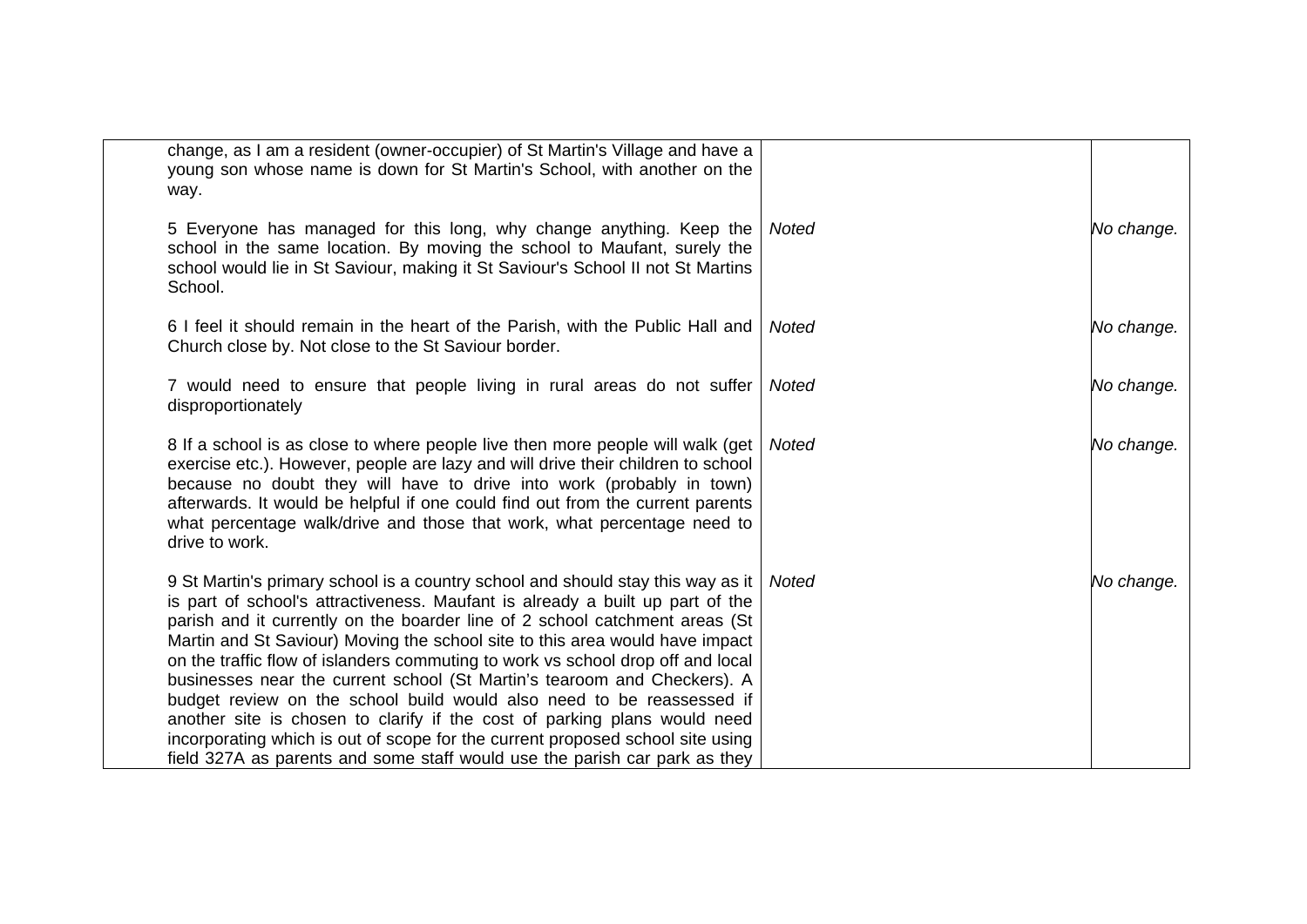| | | |
|---|---|---|
| change, as I am a resident (owner-occupier) of St Martin's Village and have a young son whose name is down for St Martin's School, with another on the way. | | |
| 5 Everyone has managed for this long, why change anything. Keep the school in the same location. By moving the school to Maufant, surely the school would lie in St Saviour, making it St Saviour's School II not St Martins School. | *Noted* | *No change.* |
| 6 I feel it should remain in the heart of the Parish, with the Public Hall and Church close by. Not close to the St Saviour border. | *Noted* | *No change.* |
| 7 would need to ensure that people living in rural areas do not suffer disproportionately | *Noted* | *No change.* |
| 8 If a school is as close to where people live then more people will walk (get exercise etc.). However, people are lazy and will drive their children to school because no doubt they will have to drive into work (probably in town) afterwards. It would be helpful if one could find out from the current parents what percentage walk/drive and those that work, what percentage need to drive to work. | *Noted* | *No change.* |
| 9 St Martin's primary school is a country school and should stay this way as it is part of school's attractiveness. Maufant is already a built up part of the parish and it currently on the boarder line of 2 school catchment areas (St Martin and St Saviour) Moving the school site to this area would have impact on the traffic flow of islanders commuting to work vs school drop off and local businesses near the current school (St Martin's tearoom and Checkers). A budget review on the school build would also need to be reassessed if another site is chosen to clarify if the cost of parking plans would need incorporating which is out of scope for the current proposed school site using field 327A as parents and some staff would use the parish car park as they | *Noted* | *No change.* |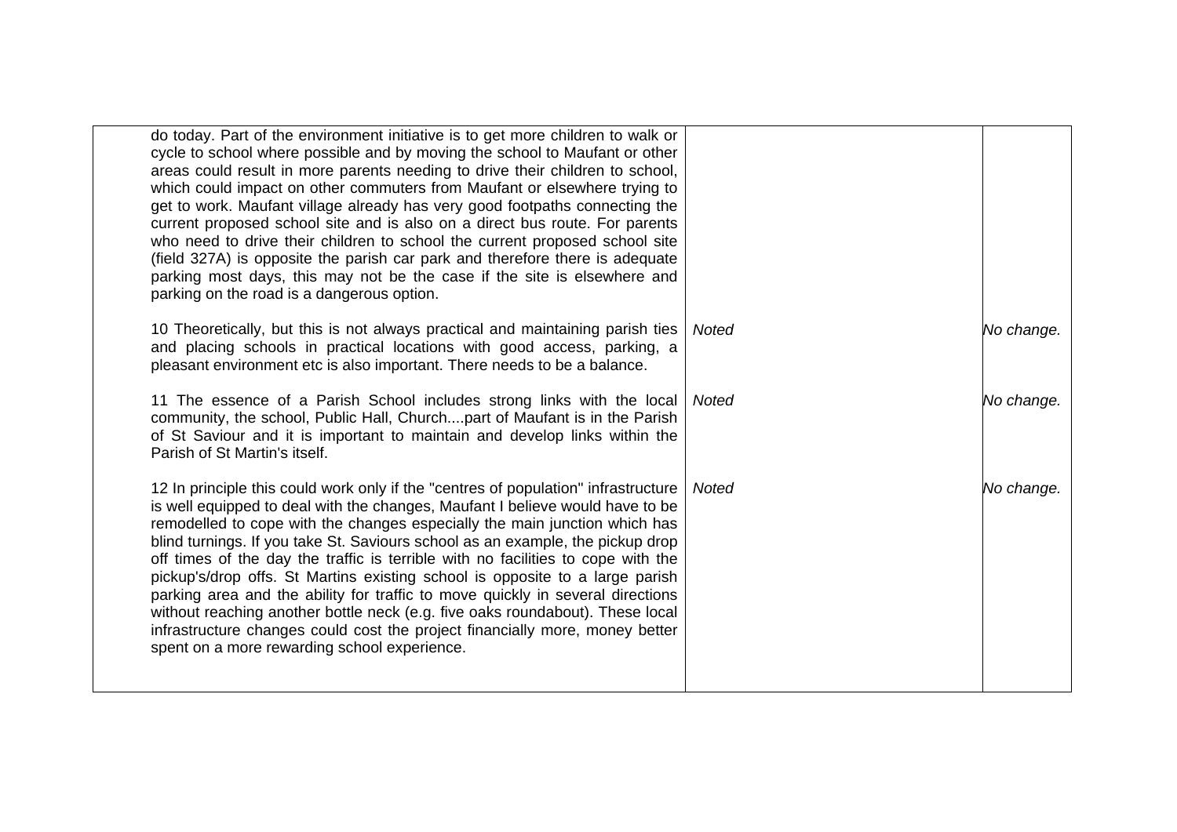| | | |
|---|---|---|
| do today. Part of the environment initiative is to get more children to walk or cycle to school where possible and by moving the school to Maufant or other areas could result in more parents needing to drive their children to school, which could impact on other commuters from Maufant or elsewhere trying to get to work. Maufant village already has very good footpaths connecting the current proposed school site and is also on a direct bus route. For parents who need to drive their children to school the current proposed school site (field 327A) is opposite the parish car park and therefore there is adequate parking most days, this may not be the case if the site is elsewhere and parking on the road is a dangerous option. | | |
| 10 Theoretically, but this is not always practical and maintaining parish ties and placing schools in practical locations with good access, parking, a pleasant environment etc is also important. There needs to be a balance. | *Noted* | *No change.* |
| 11 The essence of a Parish School includes strong links with the local community, the school, Public Hall, Church....part of Maufant is in the Parish of St Saviour and it is important to maintain and develop links within the Parish of St Martin's itself. | *Noted* | *No change.* |
| 12 In principle this could work only if the "centres of population" infrastructure is well equipped to deal with the changes, Maufant I believe would have to be remodelled to cope with the changes especially the main junction which has blind turnings. If you take St. Saviours school as an example, the pickup drop off times of the day the traffic is terrible with no facilities to cope with the pickup's/drop offs. St Martins existing school is opposite to a large parish parking area and the ability for traffic to move quickly in several directions without reaching another bottle neck (e.g. five oaks roundabout). These local infrastructure changes could cost the project financially more, money better spent on a more rewarding school experience. | *Noted* | *No change.* |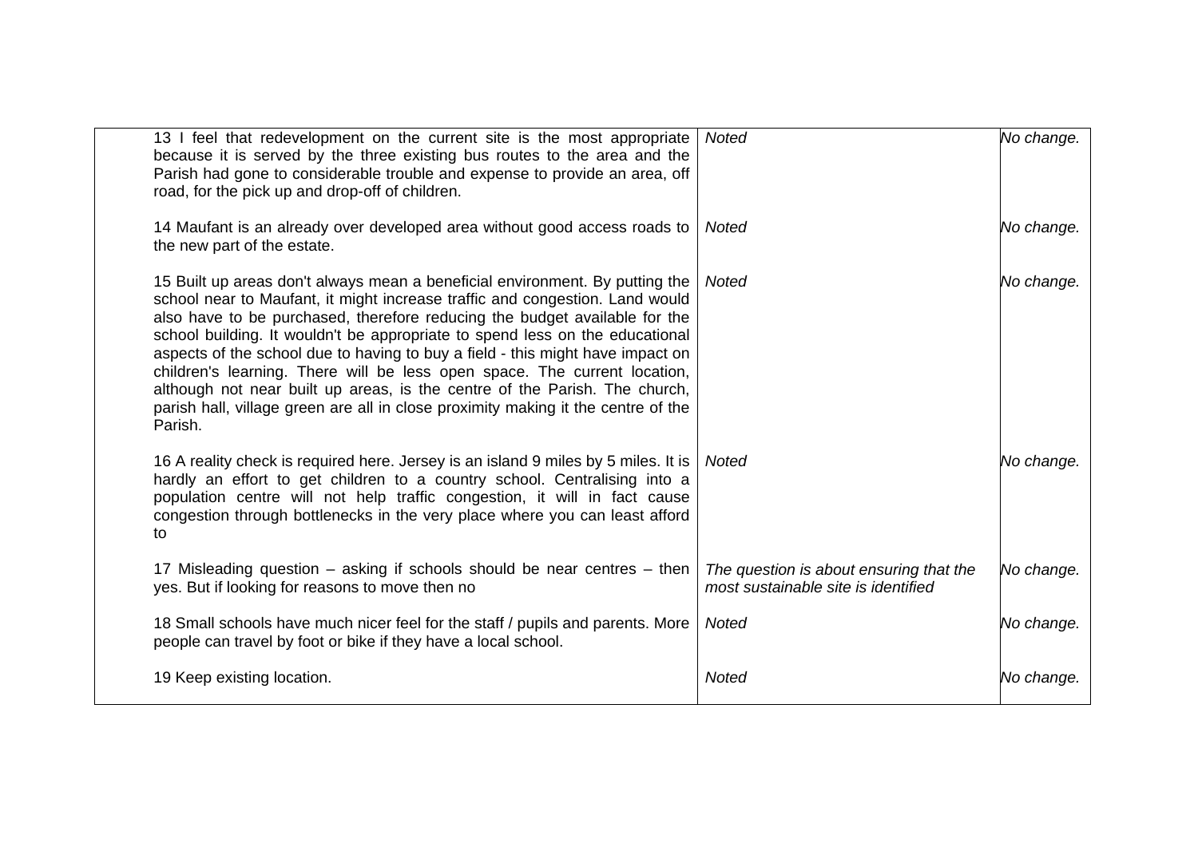| | | |
|---|---|---|
| 13 I feel that redevelopment on the current site is the most appropriate because it is served by the three existing bus routes to the area and the Parish had gone to considerable trouble and expense to provide an area, off road, for the pick up and drop-off of children. | *Noted* | *No change.* |
| 14 Maufant is an already over developed area without good access roads to the new part of the estate. | *Noted* | *No change.* |
| 15 Built up areas don't always mean a beneficial environment. By putting the school near to Maufant, it might increase traffic and congestion. Land would also have to be purchased, therefore reducing the budget available for the school building. It wouldn't be appropriate to spend less on the educational aspects of the school due to having to buy a field - this might have impact on children's learning. There will be less open space. The current location, although not near built up areas, is the centre of the Parish. The church, parish hall, village green are all in close proximity making it the centre of the Parish. | *Noted* | *No change.* |
| 16 A reality check is required here. Jersey is an island 9 miles by 5 miles. It is hardly an effort to get children to a country school. Centralising into a population centre will not help traffic congestion, it will in fact cause congestion through bottlenecks in the very place where you can least afford to | *Noted* | *No change.* |
| 17 Misleading question – asking if schools should be near centres – then yes. But if looking for reasons to move then no | *The question is about ensuring that the most sustainable site is identified* | *No change.* |
| 18 Small schools have much nicer feel for the staff / pupils and parents. More people can travel by foot or bike if they have a local school. | *Noted* | *No change.* |
| 19 Keep existing location. | *Noted* | *No change.* |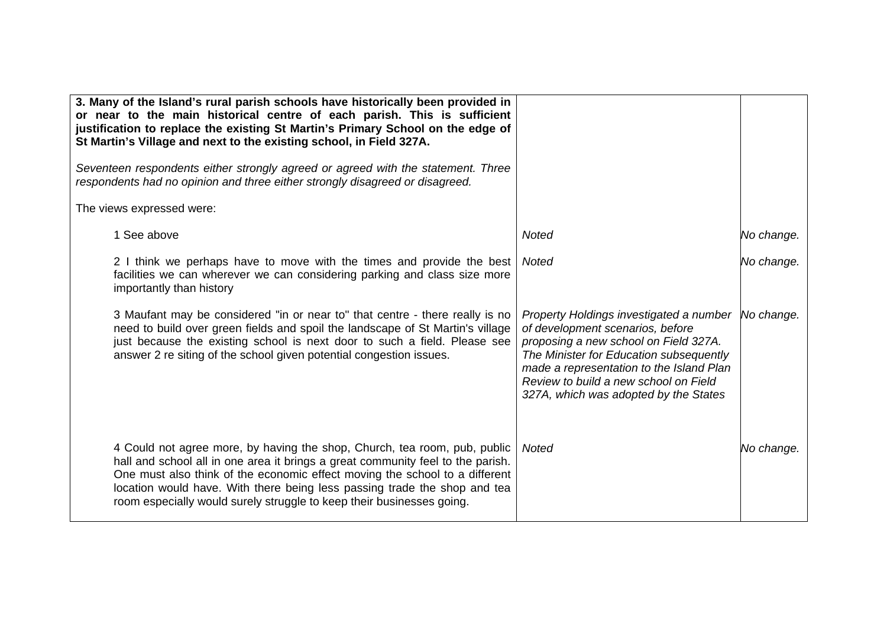| **3. Many of the Island's rural parish schools have historically been provided in or near to the main historical centre of each parish. This is sufficient justification to replace the existing St Martin's Primary School on the edge of St Martin's Village and next to the existing school, in Field 327A.**<br><br>*Seventeen respondents either strongly agreed or agreed with the statement. Three respondents had no opinion and three either strongly disagreed or disagreed.*<br><br>The views expressed were: | | |
|---|---|---|
| 1 See above | *Noted* | *No change.* |
| 2 I think we perhaps have to move with the times and provide the best facilities we can wherever we can considering parking and class size more importantly than history | *Noted* | *No change.* |
| 3 Maufant may be considered "in or near to" that centre - there really is no need to build over green fields and spoil the landscape of St Martin's village just because the existing school is next door to such a field. Please see answer 2 re siting of the school given potential congestion issues. | *Property Holdings investigated a number of development scenarios, before proposing a new school on Field 327A. The Minister for Education subsequently made a representation to the Island Plan Review to build a new school on Field 327A, which was adopted by the States* | *No change.* |
| 4 Could not agree more, by having the shop, Church, tea room, pub, public hall and school all in one area it brings a great community feel to the parish. One must also think of the economic effect moving the school to a different location would have. With there being less passing trade the shop and tea room especially would surely struggle to keep their businesses going. | *Noted* | *No change.* |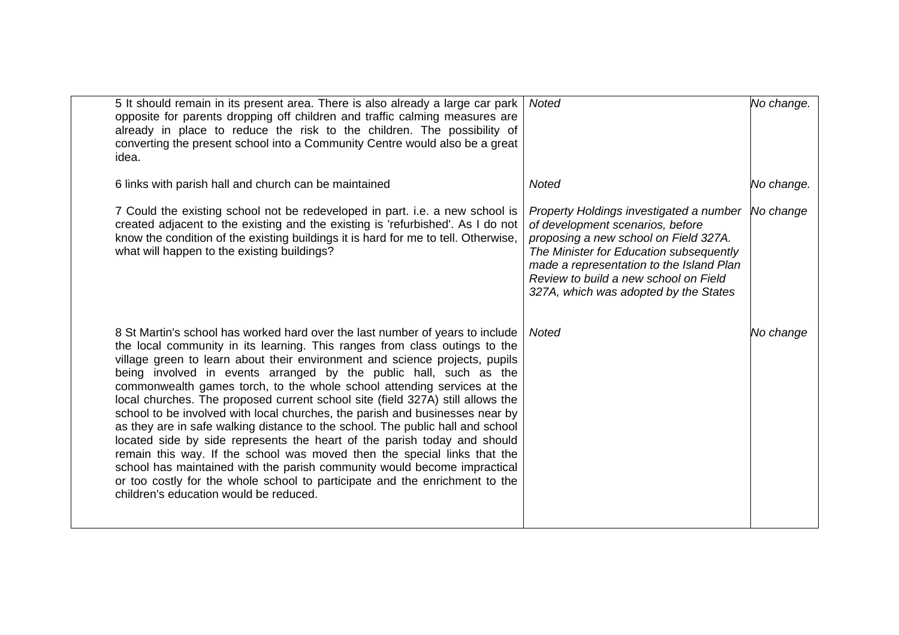| | | |
|---|---|---|
| 5 It should remain in its present area. There is also already a large car park opposite for parents dropping off children and traffic calming measures are already in place to reduce the risk to the children. The possibility of converting the present school into a Community Centre would also be a great idea. | *Noted* | *No change.* |
| 6 links with parish hall and church can be maintained | *Noted* | *No change.* |
| 7 Could the existing school not be redeveloped in part. i.e. a new school is created adjacent to the existing and the existing is 'refurbished'. As I do not know the condition of the existing buildings it is hard for me to tell. Otherwise, what will happen to the existing buildings? | *Property Holdings investigated a number of development scenarios, before proposing a new school on Field 327A. The Minister for Education subsequently made a representation to the Island Plan Review to build a new school on Field 327A, which was adopted by the States* | *No change* |
| 8 St Martin's school has worked hard over the last number of years to include the local community in its learning. This ranges from class outings to the village green to learn about their environment and science projects, pupils being involved in events arranged by the public hall, such as the commonwealth games torch, to the whole school attending services at the local churches. The proposed current school site (field 327A) still allows the school to be involved with local churches, the parish and businesses near by as they are in safe walking distance to the school. The public hall and school located side by side represents the heart of the parish today and should remain this way. If the school was moved then the special links that the school has maintained with the parish community would become impractical or too costly for the whole school to participate and the enrichment to the children's education would be reduced. | *Noted* | *No change* |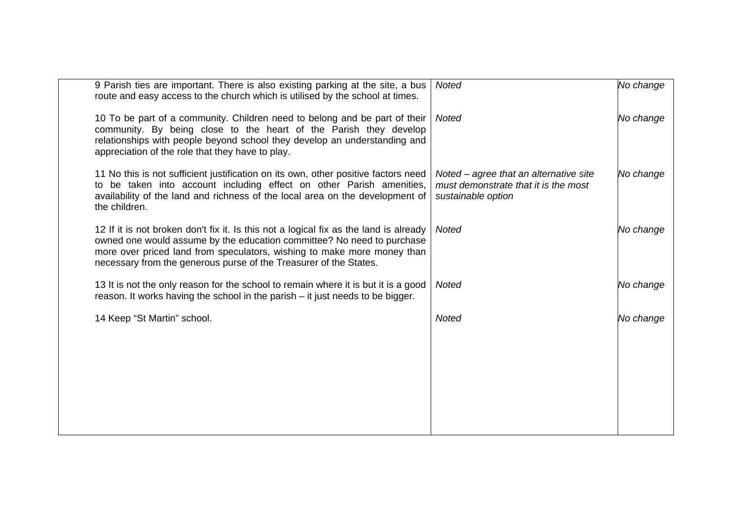| | | |
|---|---|---|
| 9 Parish ties are important. There is also existing parking at the site, a bus route and easy access to the church which is utilised by the school at times. | *Noted* | *No change* |
| 10 To be part of a community. Children need to belong and be part of their community. By being close to the heart of the Parish they develop relationships with people beyond school they develop an understanding and appreciation of the role that they have to play. | *Noted* | *No change* |
| 11 No this is not sufficient justification on its own, other positive factors need to be taken into account including effect on other Parish amenities, availability of the land and richness of the local area on the development of the children. | *Noted – agree that an alternative site must demonstrate that it is the most sustainable option* | *No change* |
| 12 If it is not broken don't fix it. Is this not a logical fix as the land is already owned one would assume by the education committee? No need to purchase more over priced land from speculators, wishing to make more money than necessary from the generous purse of the Treasurer of the States. | *Noted* | *No change* |
| 13 It is not the only reason for the school to remain where it is but it is a good reason. It works having the school in the parish – it just needs to be bigger. | *Noted* | *No change* |
| 14 Keep "St Martin" school. | *Noted* | *No change* |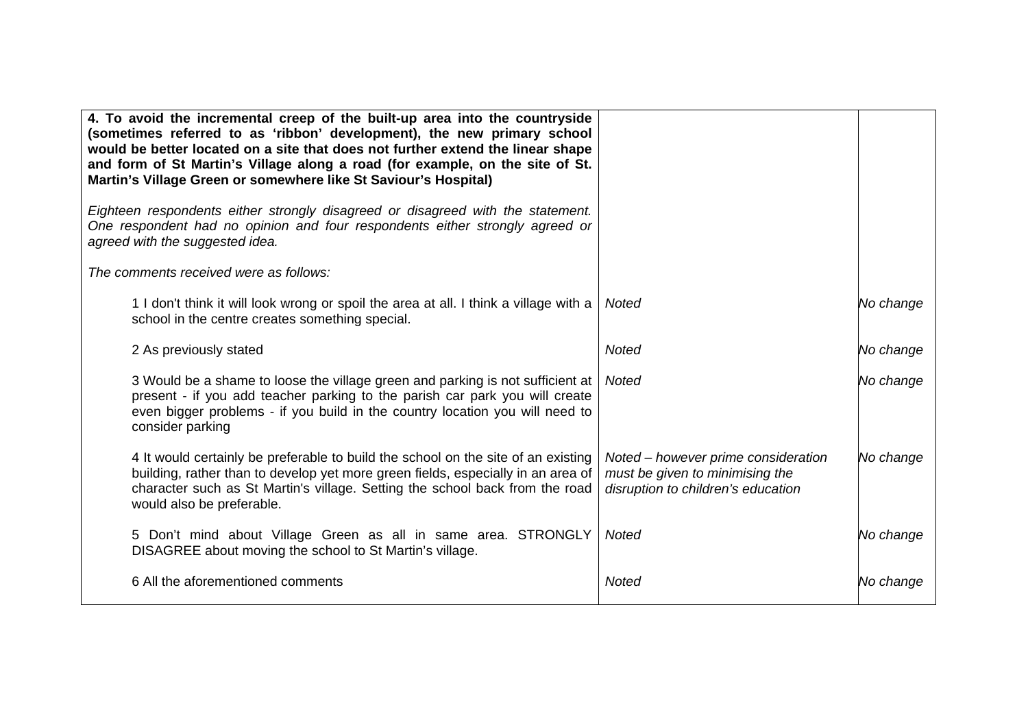| **4. To avoid the incremental creep of the built-up area into the countryside (sometimes referred to as 'ribbon' development), the new primary school would be better located on a site that does not further extend the linear shape and form of St Martin's Village along a road (for example, on the site of St. Martin's Village Green or somewhere like St Saviour's Hospital)**<br><br>*Eighteen respondents either strongly disagreed or disagreed with the statement. One respondent had no opinion and four respondents either strongly agreed or agreed with the suggested idea.*<br><br>*The comments received were as follows:* | | |
|---|---|---|
| 1 I don't think it will look wrong or spoil the area at all. I think a village with a school in the centre creates something special. | *Noted* | *No change* |
| 2 As previously stated | *Noted* | *No change* |
| 3 Would be a shame to loose the village green and parking is not sufficient at present - if you add teacher parking to the parish car park you will create even bigger problems - if you build in the country location you will need to consider parking | *Noted* | *No change* |
| 4 It would certainly be preferable to build the school on the site of an existing building, rather than to develop yet more green fields, especially in an area of character such as St Martin's village. Setting the school back from the road would also be preferable. | *Noted – however prime consideration must be given to minimising the disruption to children's education* | *No change* |
| 5 Don't mind about Village Green as all in same area. STRONGLY DISAGREE about moving the school to St Martin's village. | *Noted* | *No change* |
| 6 All the aforementioned comments | *Noted* | *No change* |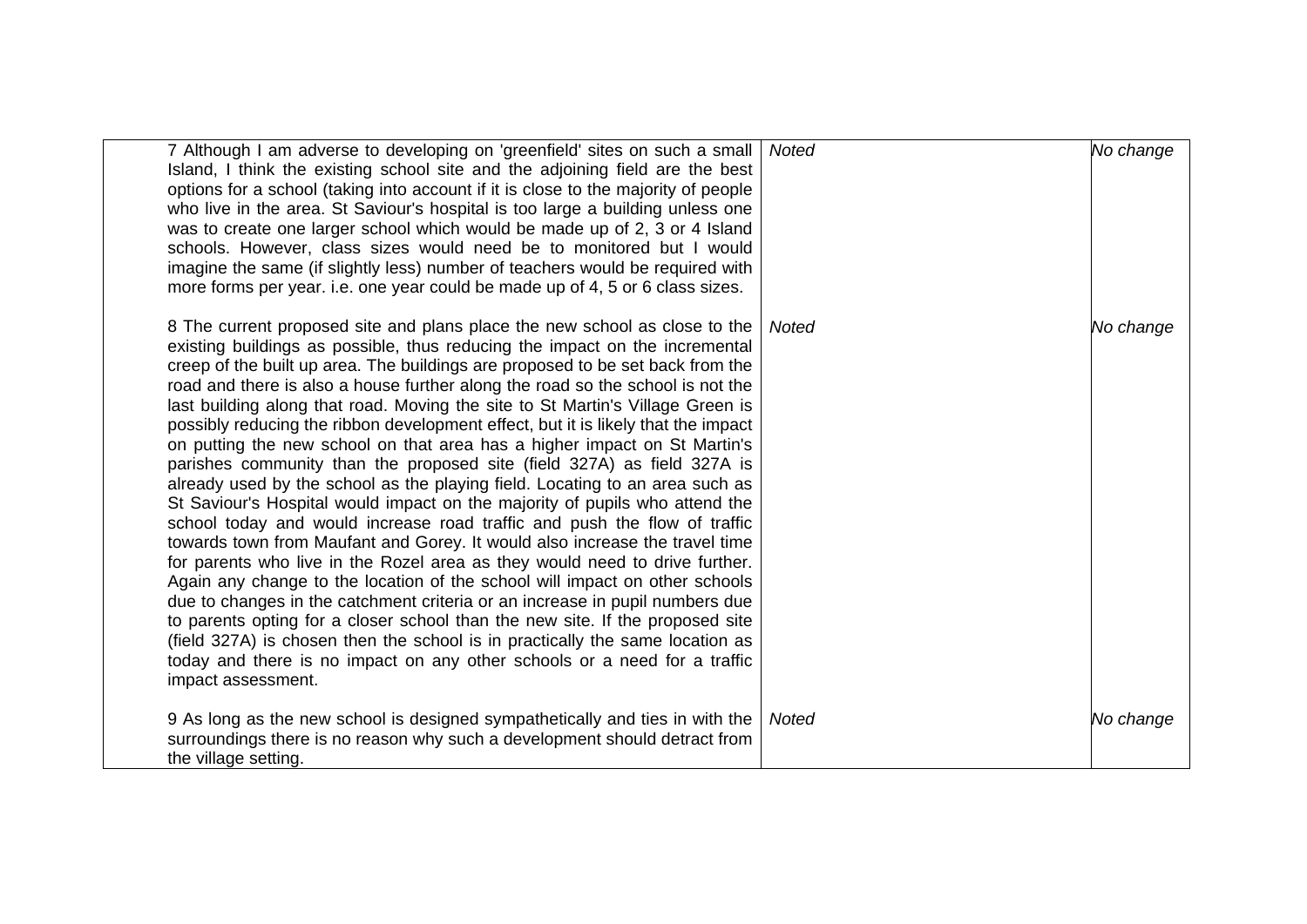|  |  |  |
|---|---|---|
| 7 Although I am adverse to developing on 'greenfield' sites on such a small Island, I think the existing school site and the adjoining field are the best options for a school (taking into account if it is close to the majority of people who live in the area. St Saviour's hospital is too large a building unless one was to create one larger school which would be made up of 2, 3 or 4 Island schools. However, class sizes would need be to monitored but I would imagine the same (if slightly less) number of teachers would be required with more forms per year. i.e. one year could be made up of 4, 5 or 6 class sizes. | *Noted* | *No change* |
| 8 The current proposed site and plans place the new school as close to the existing buildings as possible, thus reducing the impact on the incremental creep of the built up area. The buildings are proposed to be set back from the road and there is also a house further along the road so the school is not the last building along that road. Moving the site to St Martin's Village Green is possibly reducing the ribbon development effect, but it is likely that the impact on putting the new school on that area has a higher impact on St Martin's parishes community than the proposed site (field 327A) as field 327A is already used by the school as the playing field. Locating to an area such as St Saviour's Hospital would impact on the majority of pupils who attend the school today and would increase road traffic and push the flow of traffic towards town from Maufant and Gorey. It would also increase the travel time for parents who live in the Rozel area as they would need to drive further. Again any change to the location of the school will impact on other schools due to changes in the catchment criteria or an increase in pupil numbers due to parents opting for a closer school than the new site. If the proposed site (field 327A) is chosen then the school is in practically the same location as today and there is no impact on any other schools or a need for a traffic impact assessment. | *Noted* | *No change* |
| 9 As long as the new school is designed sympathetically and ties in with the surroundings there is no reason why such a development should detract from the village setting. | *Noted* | *No change* |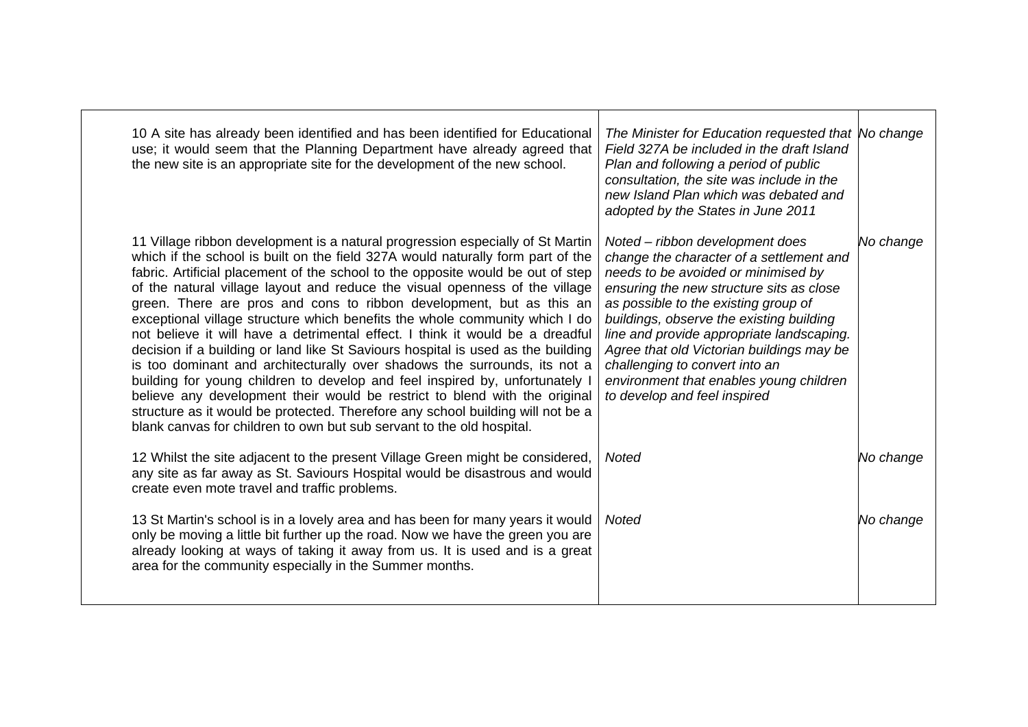| | | |
|---|---|---|
| 10 A site has already been identified and has been identified for Educational use; it would seem that the Planning Department have already agreed that the new site is an appropriate site for the development of the new school. | *The Minister for Education requested that Field 327A be included in the draft Island Plan and following a period of public consultation, the site was include in the new Island Plan which was debated and adopted by the States in June 2011* | *No change* |
| 11 Village ribbon development is a natural progression especially of St Martin which if the school is built on the field 327A would naturally form part of the fabric. Artificial placement of the school to the opposite would be out of step of the natural village layout and reduce the visual openness of the village green. There are pros and cons to ribbon development, but as this an exceptional village structure which benefits the whole community which I do not believe it will have a detrimental effect. I think it would be a dreadful decision if a building or land like St Saviours hospital is used as the building is too dominant and architecturally over shadows the surrounds, its not a building for young children to develop and feel inspired by, unfortunately I believe any development their would be restrict to blend with the original structure as it would be protected. Therefore any school building will not be a blank canvas for children to own but sub servant to the old hospital. | *Noted – ribbon development does change the character of a settlement and needs to be avoided or minimised by ensuring the new structure sits as close as possible to the existing group of buildings, observe the existing building line and provide appropriate landscaping. Agree that old Victorian buildings may be challenging to convert into an environment that enables young children to develop and feel inspired* | *No change* |
| 12 Whilst the site adjacent to the present Village Green might be considered, any site as far away as St. Saviours Hospital would be disastrous and would create even mote travel and traffic problems. | *Noted* | *No change* |
| 13 St Martin's school is in a lovely area and has been for many years it would only be moving a little bit further up the road. Now we have the green you are already looking at ways of taking it away from us. It is used and is a great area for the community especially in the Summer months. | *Noted* | *No change* |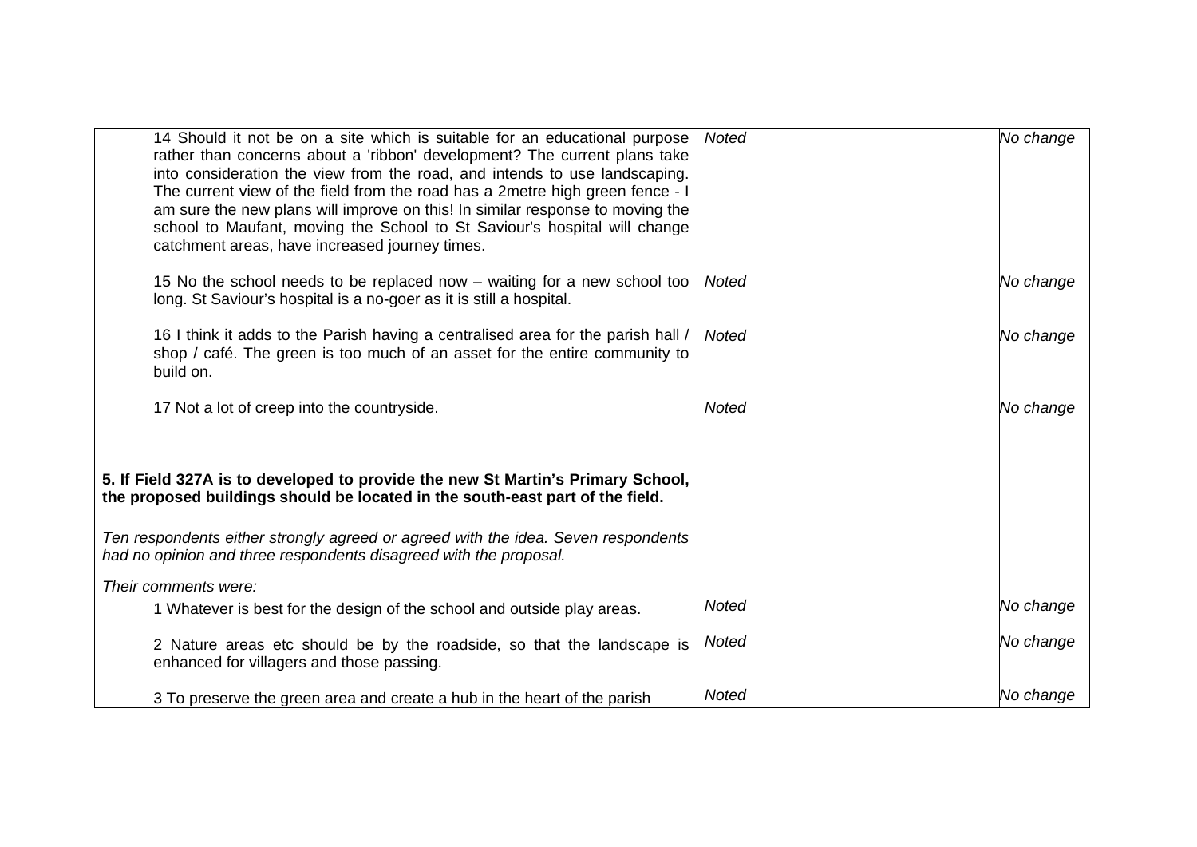| | | |
|---|---|---|
| 14 Should it not be on a site which is suitable for an educational purpose rather than concerns about a 'ribbon' development? The current plans take into consideration the view from the road, and intends to use landscaping. The current view of the field from the road has a 2metre high green fence - I am sure the new plans will improve on this! In similar response to moving the school to Maufant, moving the School to St Saviour's hospital will change catchment areas, have increased journey times. | *Noted* | *No change* |
| 15 No the school needs to be replaced now – waiting for a new school too long. St Saviour's hospital is a no-goer as it is still a hospital. | *Noted* | *No change* |
| 16 I think it adds to the Parish having a centralised area for the parish hall / shop / café. The green is too much of an asset for the entire community to build on. | *Noted* | *No change* |
| 17 Not a lot of creep into the countryside. | *Noted* | *No change* |
| **5. If Field 327A is to developed to provide the new St Martin's Primary School, the proposed buildings should be located in the south-east part of the field.** | | |
| *Ten respondents either strongly agreed or agreed with the idea. Seven respondents had no opinion and three respondents disagreed with the proposal.* | | |
| *Their comments were:* | | |
| 1 Whatever is best for the design of the school and outside play areas. | *Noted* | *No change* |
| 2 Nature areas etc should be by the roadside, so that the landscape is enhanced for villagers and those passing. | *Noted* | *No change* |
| 3 To preserve the green area and create a hub in the heart of the parish | *Noted* | *No change* |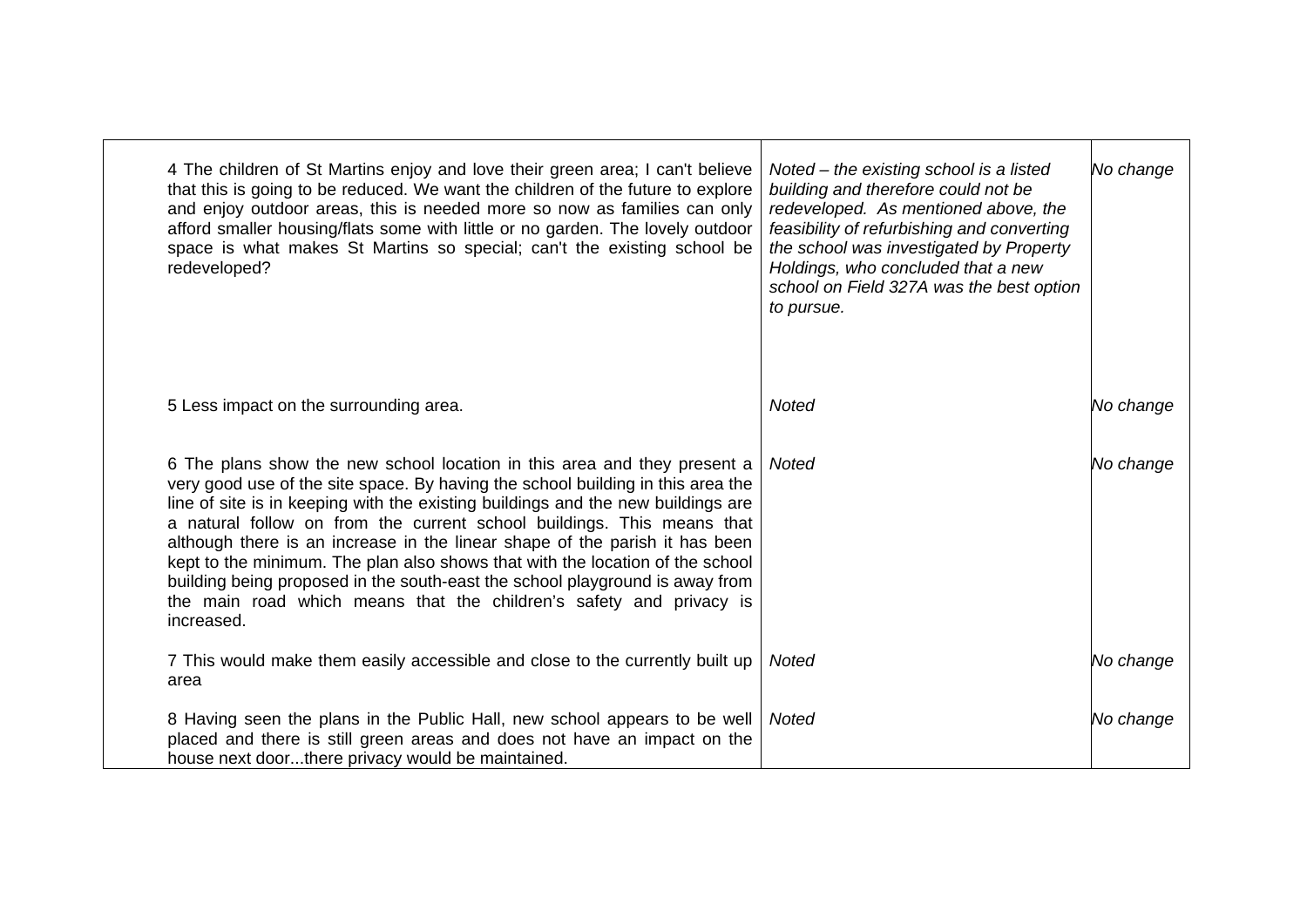| | | |
|---|---|---|
| 4 The children of St Martins enjoy and love their green area; I can't believe that this is going to be reduced. We want the children of the future to explore and enjoy outdoor areas, this is needed more so now as families can only afford smaller housing/flats some with little or no garden. The lovely outdoor space is what makes St Martins so special; can't the existing school be redeveloped? | *Noted – the existing school is a listed building and therefore could not be redeveloped. As mentioned above, the feasibility of refurbishing and converting the school was investigated by Property Holdings, who concluded that a new school on Field 327A was the best option to pursue.* | *No change* |
| 5 Less impact on the surrounding area. | *Noted* | *No change* |
| 6 The plans show the new school location in this area and they present a very good use of the site space. By having the school building in this area the line of site is in keeping with the existing buildings and the new buildings are a natural follow on from the current school buildings. This means that although there is an increase in the linear shape of the parish it has been kept to the minimum. The plan also shows that with the location of the school building being proposed in the south-east the school playground is away from the main road which means that the children's safety and privacy is increased. | *Noted* | *No change* |
| 7 This would make them easily accessible and close to the currently built up area | *Noted* | *No change* |
| 8 Having seen the plans in the Public Hall, new school appears to be well placed and there is still green areas and does not have an impact on the house next door...there privacy would be maintained. | *Noted* | *No change* |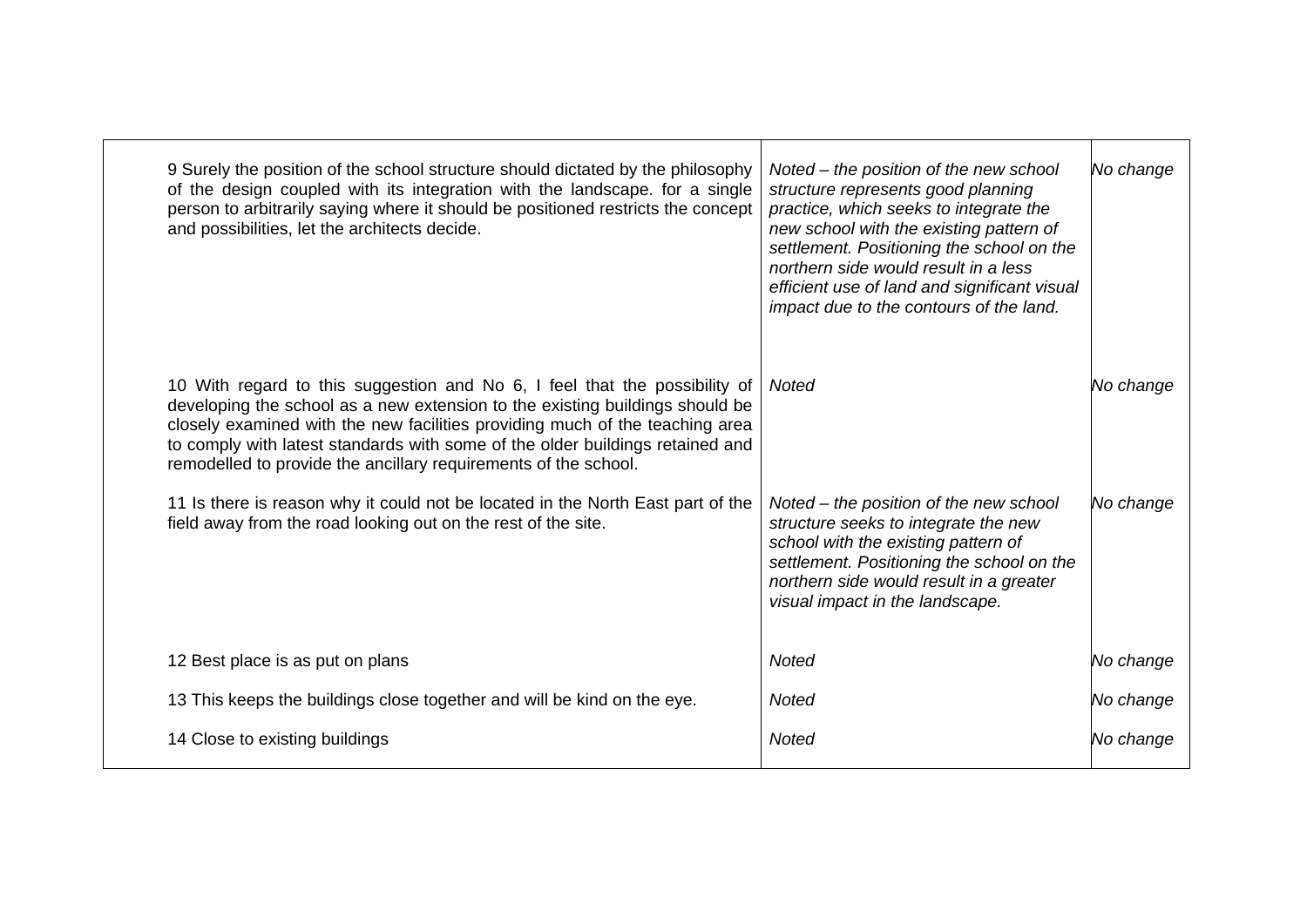| | | |
|---|---|---|
| 9 Surely the position of the school structure should dictated by the philosophy of the design coupled with its integration with the landscape. for a single person to arbitrarily saying where it should be positioned restricts the concept and possibilities, let the architects decide. | *Noted – the position of the new school structure represents good planning practice, which seeks to integrate the new school with the existing pattern of settlement. Positioning the school on the northern side would result in a less efficient use of land and significant visual impact due to the contours of the land.* | *No change* |
| 10 With regard to this suggestion and No 6, I feel that the possibility of developing the school as a new extension to the existing buildings should be closely examined with the new facilities providing much of the teaching area to comply with latest standards with some of the older buildings retained and remodelled to provide the ancillary requirements of the school. | *Noted* | *No change* |
| 11 Is there is reason why it could not be located in the North East part of the field away from the road looking out on the rest of the site. | *Noted – the position of the new school structure seeks to integrate the new school with the existing pattern of settlement. Positioning the school on the northern side would result in a greater visual impact in the landscape.* | *No change* |
| 12 Best place is as put on plans | *Noted* | *No change* |
| 13 This keeps the buildings close together and will be kind on the eye. | *Noted* | *No change* |
| 14 Close to existing buildings | *Noted* | *No change* |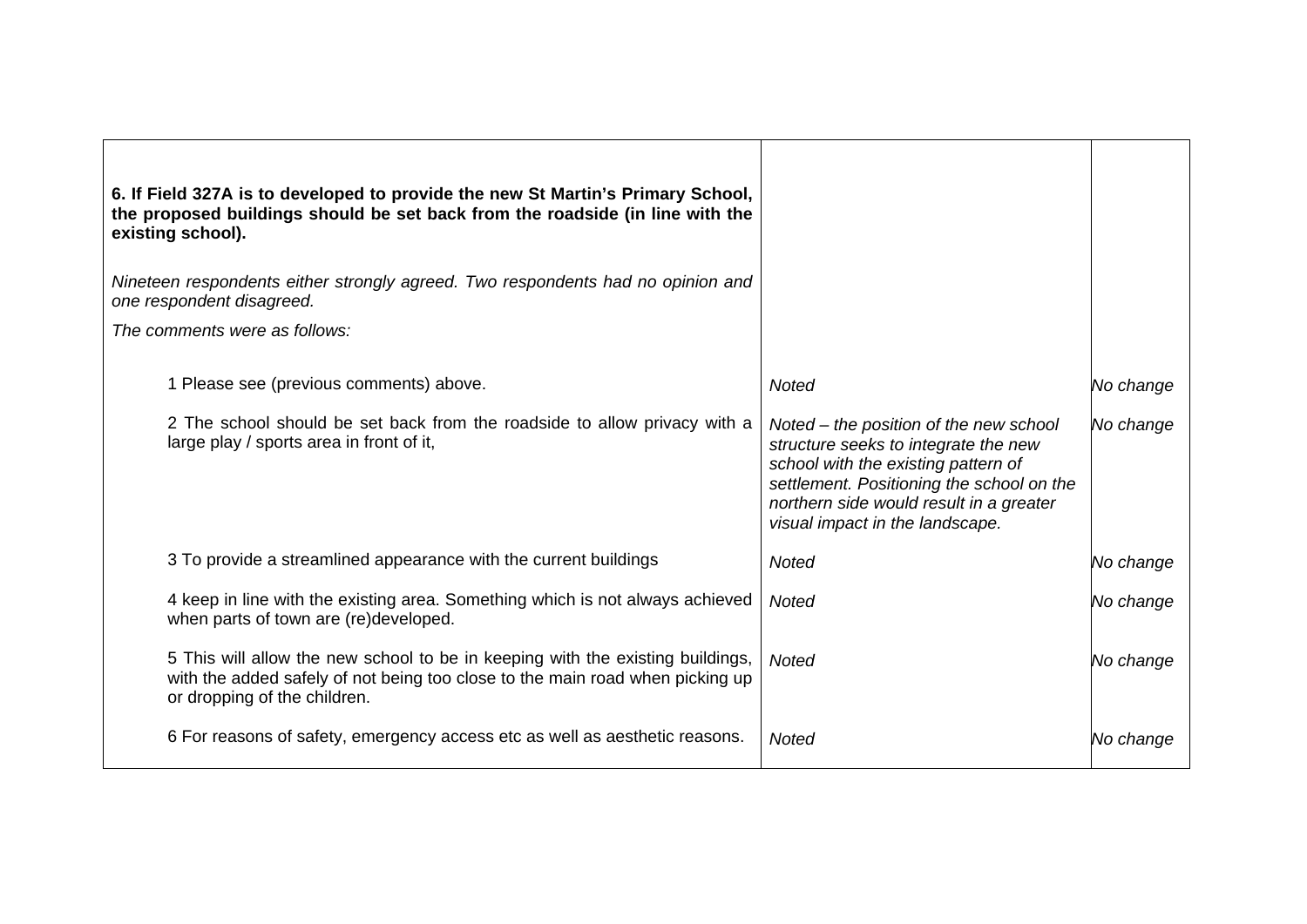| | | |
|---|---|---|
| **6. If Field 327A is to developed to provide the new St Martin's Primary School, the proposed buildings should be set back from the roadside (in line with the existing school).**<br><br>*Nineteen respondents either strongly agreed. Two respondents had no opinion and one respondent disagreed.*<br><br>*The comments were as follows:* | | |
| 1 Please see (previous comments) above. | *Noted* | *No change* |
| 2 The school should be set back from the roadside to allow privacy with a large play / sports area in front of it, | *Noted – the position of the new school structure seeks to integrate the new school with the existing pattern of settlement. Positioning the school on the northern side would result in a greater visual impact in the landscape.* | *No change* |
| 3 To provide a streamlined appearance with the current buildings | *Noted* | *No change* |
| 4 keep in line with the existing area. Something which is not always achieved when parts of town are (re)developed. | *Noted* | *No change* |
| 5 This will allow the new school to be in keeping with the existing buildings, with the added safely of not being too close to the main road when picking up or dropping of the children. | *Noted* | *No change* |
| 6 For reasons of safety, emergency access etc as well as aesthetic reasons. | *Noted* | *No change* |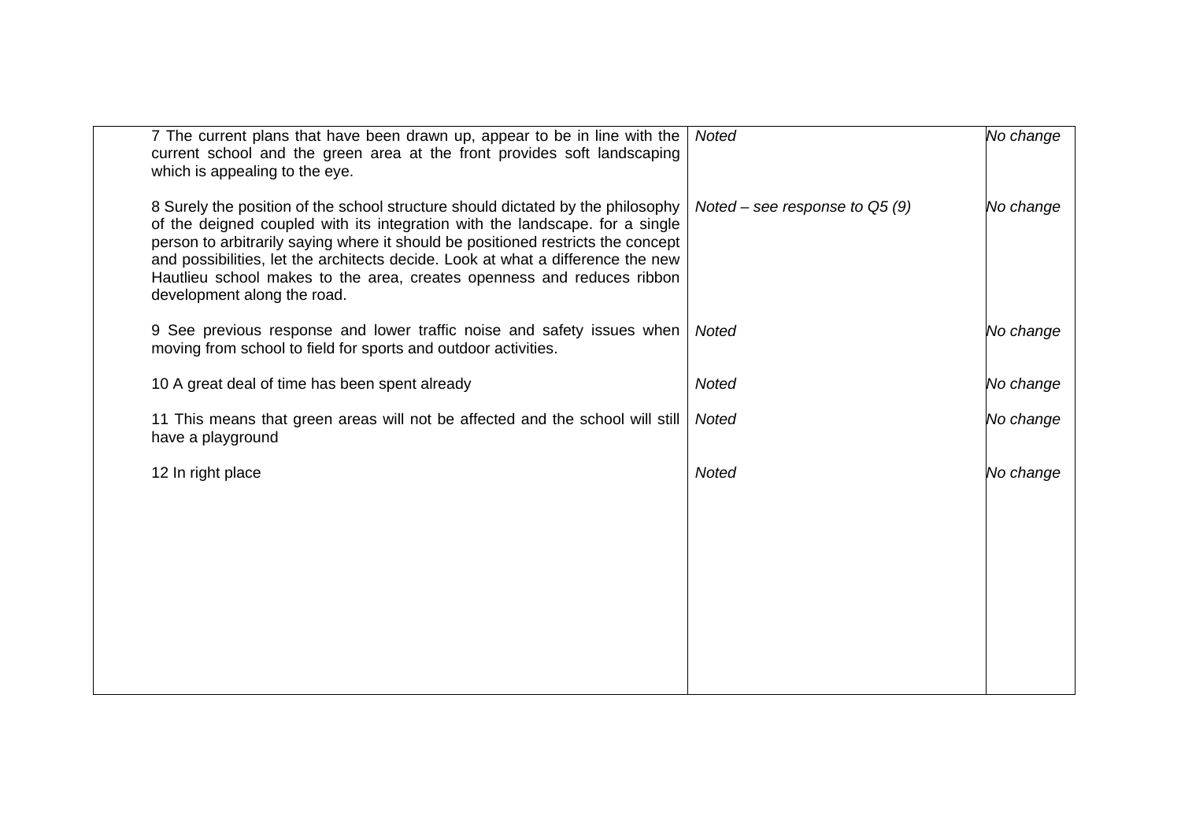| | | |
|---|---|---|
| 7 The current plans that have been drawn up, appear to be in line with the current school and the green area at the front provides soft landscaping which is appealing to the eye. | *Noted* | *No change* |
| 8 Surely the position of the school structure should dictated by the philosophy of the deigned coupled with its integration with the landscape. for a single person to arbitrarily saying where it should be positioned restricts the concept and possibilities, let the architects decide. Look at what a difference the new Hautlieu school makes to the area, creates openness and reduces ribbon development along the road. | *Noted – see response to Q5 (9)* | *No change* |
| 9 See previous response and lower traffic noise and safety issues when moving from school to field for sports and outdoor activities. | *Noted* | *No change* |
| 10 A great deal of time has been spent already | *Noted* | *No change* |
| 11 This means that green areas will not be affected and the school will still have a playground | *Noted* | *No change* |
| 12 In right place | *Noted* | *No change* |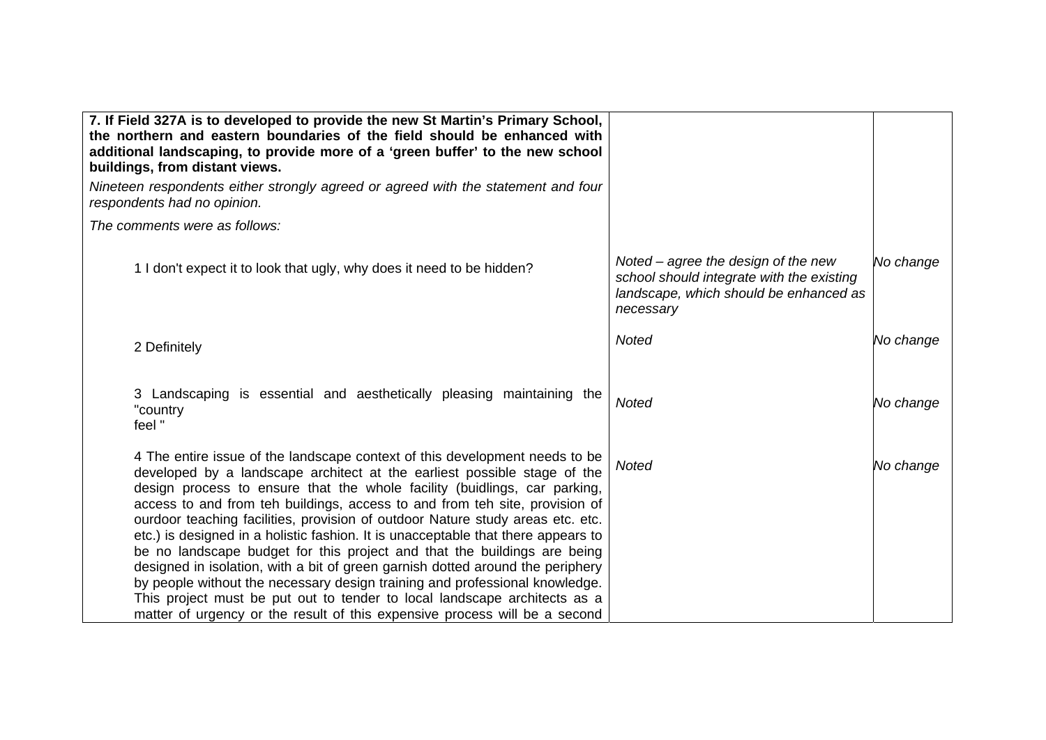| **7. If Field 327A is to developed to provide the new St Martin's Primary School, the northern and eastern boundaries of the field should be enhanced with additional landscaping, to provide more of a 'green buffer' to the new school buildings, from distant views.**<br><br>*Nineteen respondents either strongly agreed or agreed with the statement and four respondents had no opinion.*<br><br>*The comments were as follows:* | | |
|---|---|---|
| 1 I don't expect it to look that ugly, why does it need to be hidden? | *Noted – agree the design of the new school should integrate with the existing landscape, which should be enhanced as necessary* | *No change* |
| 2 Definitely | *Noted* | *No change* |
| 3 Landscaping is essential and aesthetically pleasing maintaining the "country feel " | *Noted* | *No change* |
| 4 The entire issue of the landscape context of this development needs to be developed by a landscape architect at the earliest possible stage of the design process to ensure that the whole facility (buidlings, car parking, access to and from teh buildings, access to and from teh site, provision of ourdoor teaching facilities, provision of outdoor Nature study areas etc. etc. etc.) is designed in a holistic fashion. It is unacceptable that there appears to be no landscape budget for this project and that the buildings are being designed in isolation, with a bit of green garnish dotted around the periphery by people without the necessary design training and professional knowledge. This project must be put out to tender to local landscape architects as a matter of urgency or the result of this expensive process will be a second | *Noted* | *No change* |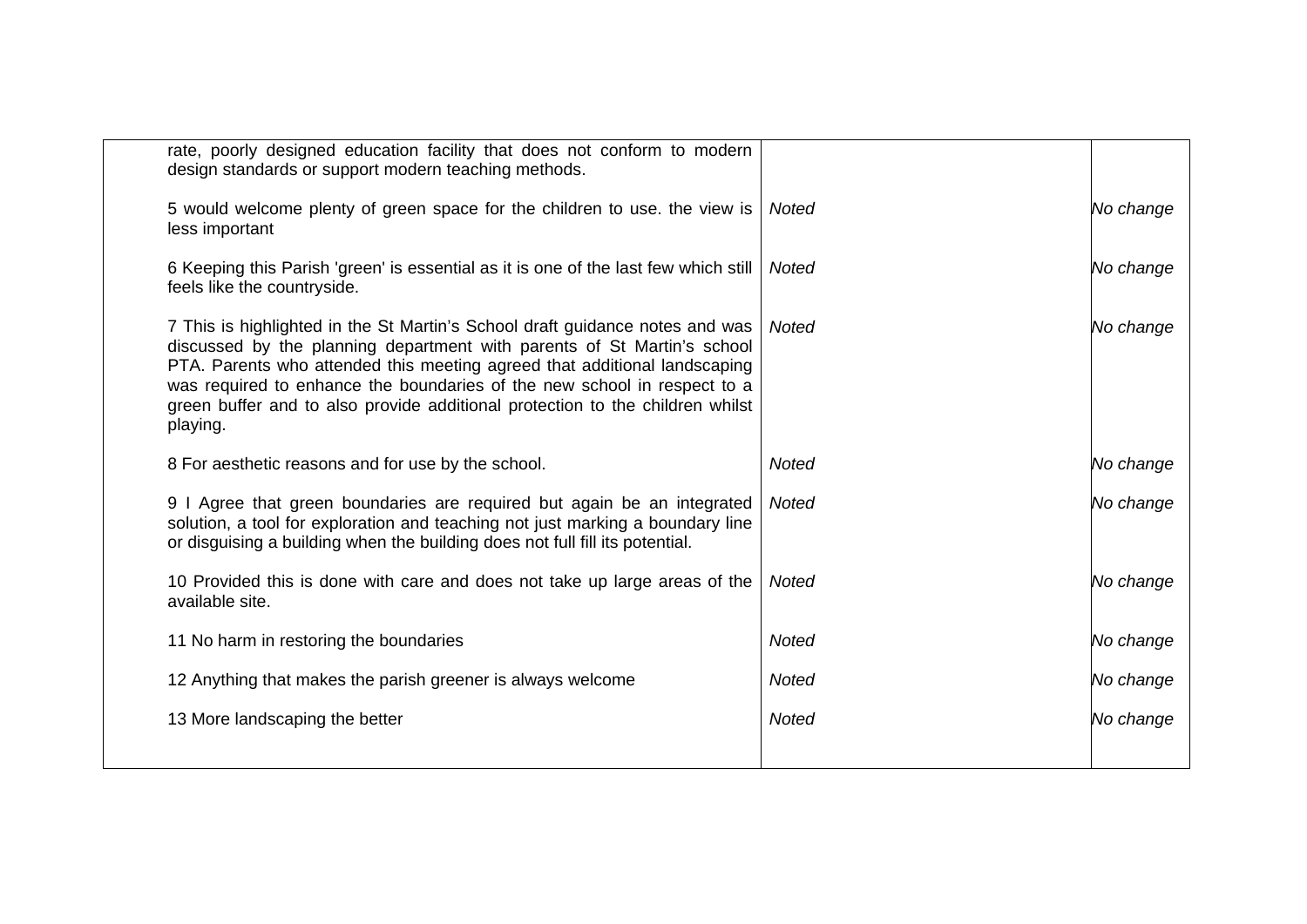| | | |
|---|---|---|
| rate, poorly designed education facility that does not conform to modern design standards or support modern teaching methods. | | |
| 5 would welcome plenty of green space for the children to use. the view is less important | *Noted* | *No change* |
| 6 Keeping this Parish 'green' is essential as it is one of the last few which still feels like the countryside. | *Noted* | *No change* |
| 7 This is highlighted in the St Martin's School draft guidance notes and was discussed by the planning department with parents of St Martin's school PTA. Parents who attended this meeting agreed that additional landscaping was required to enhance the boundaries of the new school in respect to a green buffer and to also provide additional protection to the children whilst playing. | *Noted* | *No change* |
| 8 For aesthetic reasons and for use by the school. | *Noted* | *No change* |
| 9 I Agree that green boundaries are required but again be an integrated solution, a tool for exploration and teaching not just marking a boundary line or disguising a building when the building does not full fill its potential. | *Noted* | *No change* |
| 10 Provided this is done with care and does not take up large areas of the available site. | *Noted* | *No change* |
| 11 No harm in restoring the boundaries | *Noted* | *No change* |
| 12 Anything that makes the parish greener is always welcome | *Noted* | *No change* |
| 13 More landscaping the better | *Noted* | *No change* |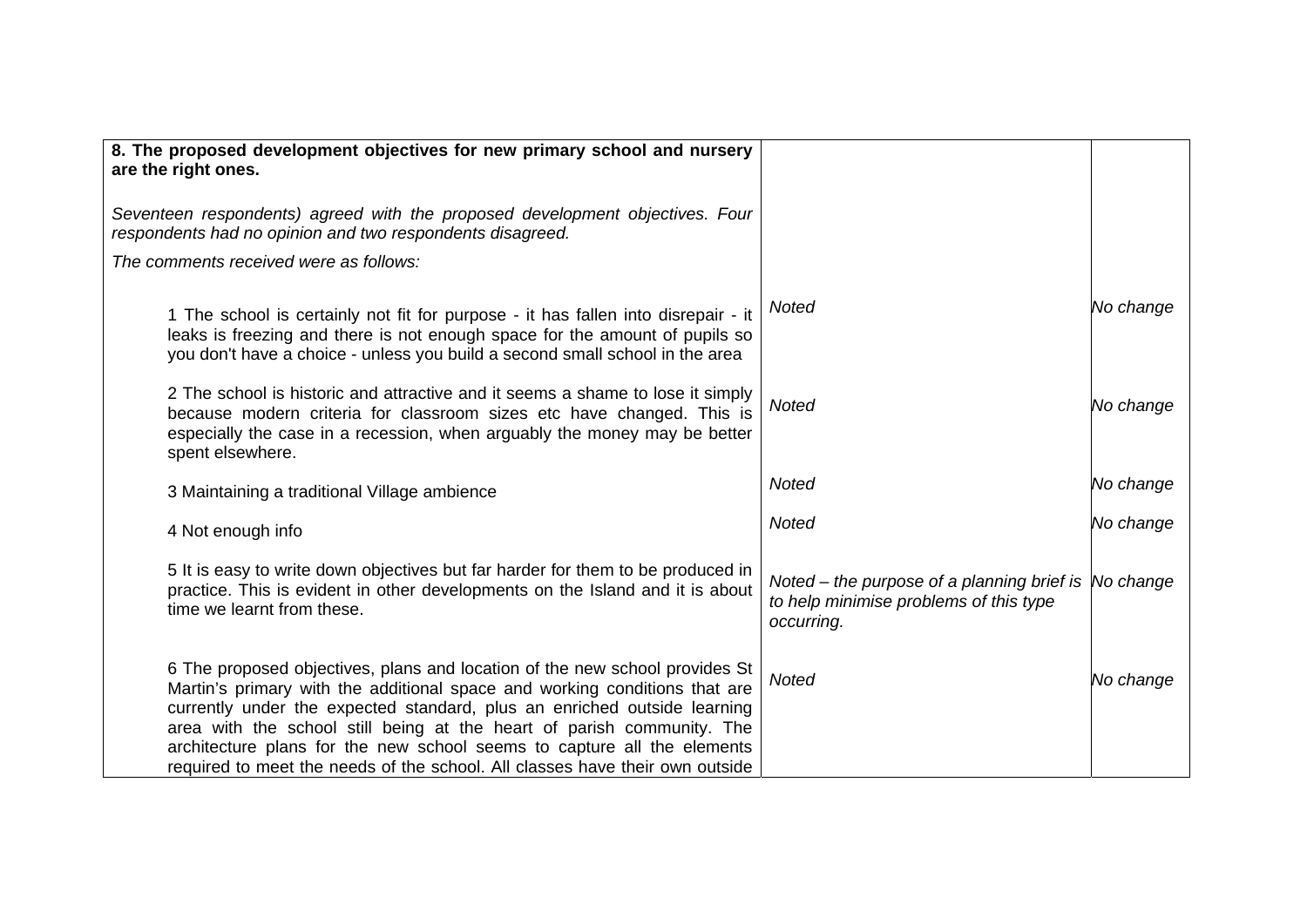| | | |
|---|---|---|
| **8. The proposed development objectives for new primary school and nursery are the right ones.**<br><br>*Seventeen respondents) agreed with the proposed development objectives. Four respondents had no opinion and two respondents disagreed.*<br><br>*The comments received were as follows:* | | |
| 1 The school is certainly not fit for purpose - it has fallen into disrepair - it leaks is freezing and there is not enough space for the amount of pupils so you don't have a choice - unless you build a second small school in the area | *Noted* | *No change* |
| 2 The school is historic and attractive and it seems a shame to lose it simply because modern criteria for classroom sizes etc have changed. This is especially the case in a recession, when arguably the money may be better spent elsewhere. | *Noted* | *No change* |
| 3 Maintaining a traditional Village ambience | *Noted* | *No change* |
| 4 Not enough info | *Noted* | *No change* |
| 5 It is easy to write down objectives but far harder for them to be produced in practice. This is evident in other developments on the Island and it is about time we learnt from these. | *Noted – the purpose of a planning brief is to help minimise problems of this type occurring.* | *No change* |
| 6 The proposed objectives, plans and location of the new school provides St Martin's primary with the additional space and working conditions that are currently under the expected standard, plus an enriched outside learning area with the school still being at the heart of parish community. The architecture plans for the new school seems to capture all the elements required to meet the needs of the school. All classes have their own outside | *Noted* | *No change* |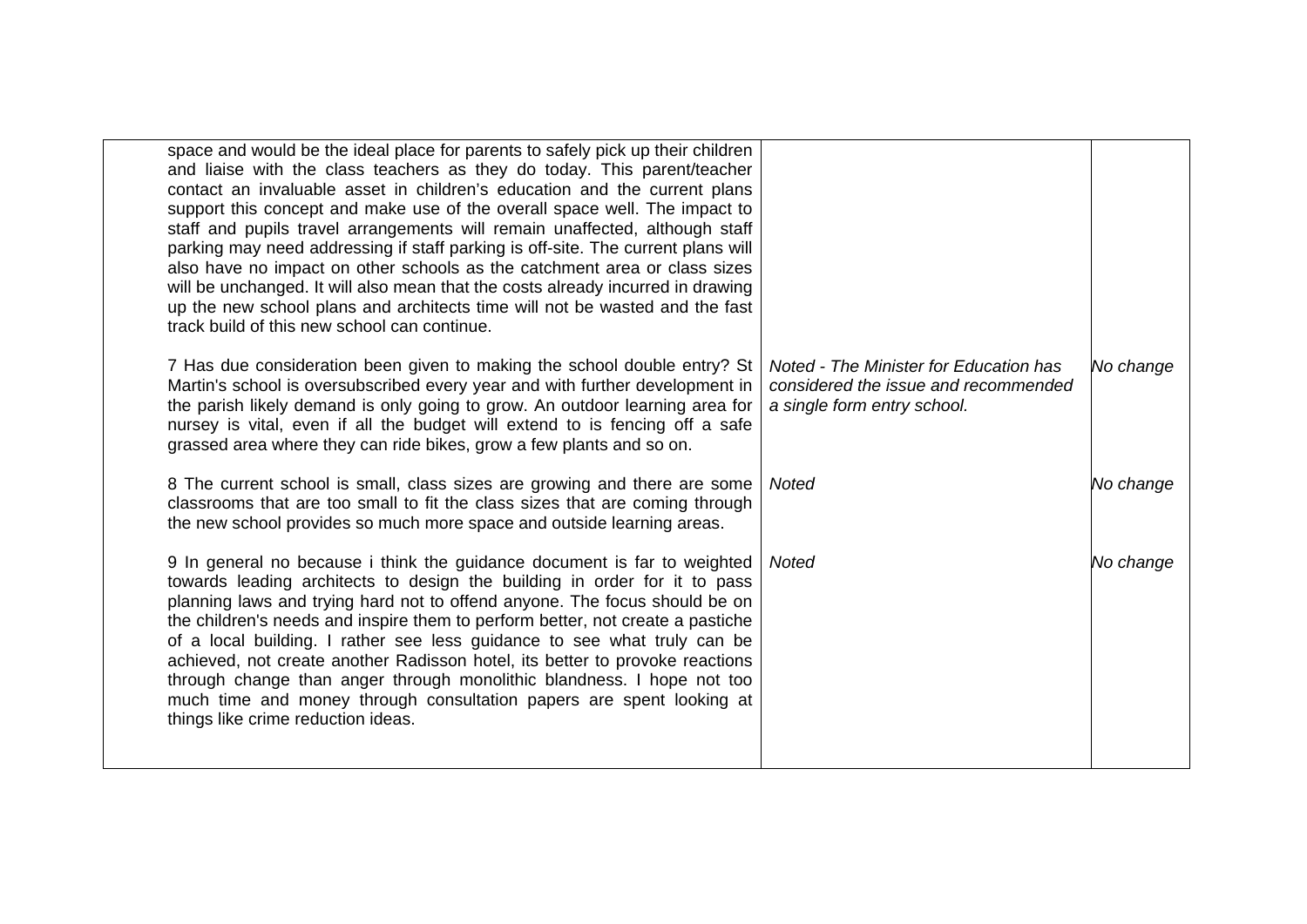| | | |
|---|---|---|
| space and would be the ideal place for parents to safely pick up their children and liaise with the class teachers as they do today. This parent/teacher contact an invaluable asset in children's education and the current plans support this concept and make use of the overall space well. The impact to staff and pupils travel arrangements will remain unaffected, although staff parking may need addressing if staff parking is off-site. The current plans will also have no impact on other schools as the catchment area or class sizes will be unchanged. It will also mean that the costs already incurred in drawing up the new school plans and architects time will not be wasted and the fast track build of this new school can continue. | | |
| 7 Has due consideration been given to making the school double entry? St Martin's school is oversubscribed every year and with further development in the parish likely demand is only going to grow. An outdoor learning area for nursey is vital, even if all the budget will extend to is fencing off a safe grassed area where they can ride bikes, grow a few plants and so on. | *Noted - The Minister for Education has considered the issue and recommended a single form entry school.* | *No change* |
| 8 The current school is small, class sizes are growing and there are some classrooms that are too small to fit the class sizes that are coming through the new school provides so much more space and outside learning areas. | *Noted* | *No change* |
| 9 In general no because i think the guidance document is far to weighted towards leading architects to design the building in order for it to pass planning laws and trying hard not to offend anyone. The focus should be on the children's needs and inspire them to perform better, not create a pastiche of a local building. I rather see less guidance to see what truly can be achieved, not create another Radisson hotel, its better to provoke reactions through change than anger through monolithic blandness. I hope not too much time and money through consultation papers are spent looking at things like crime reduction ideas. | *Noted* | *No change* |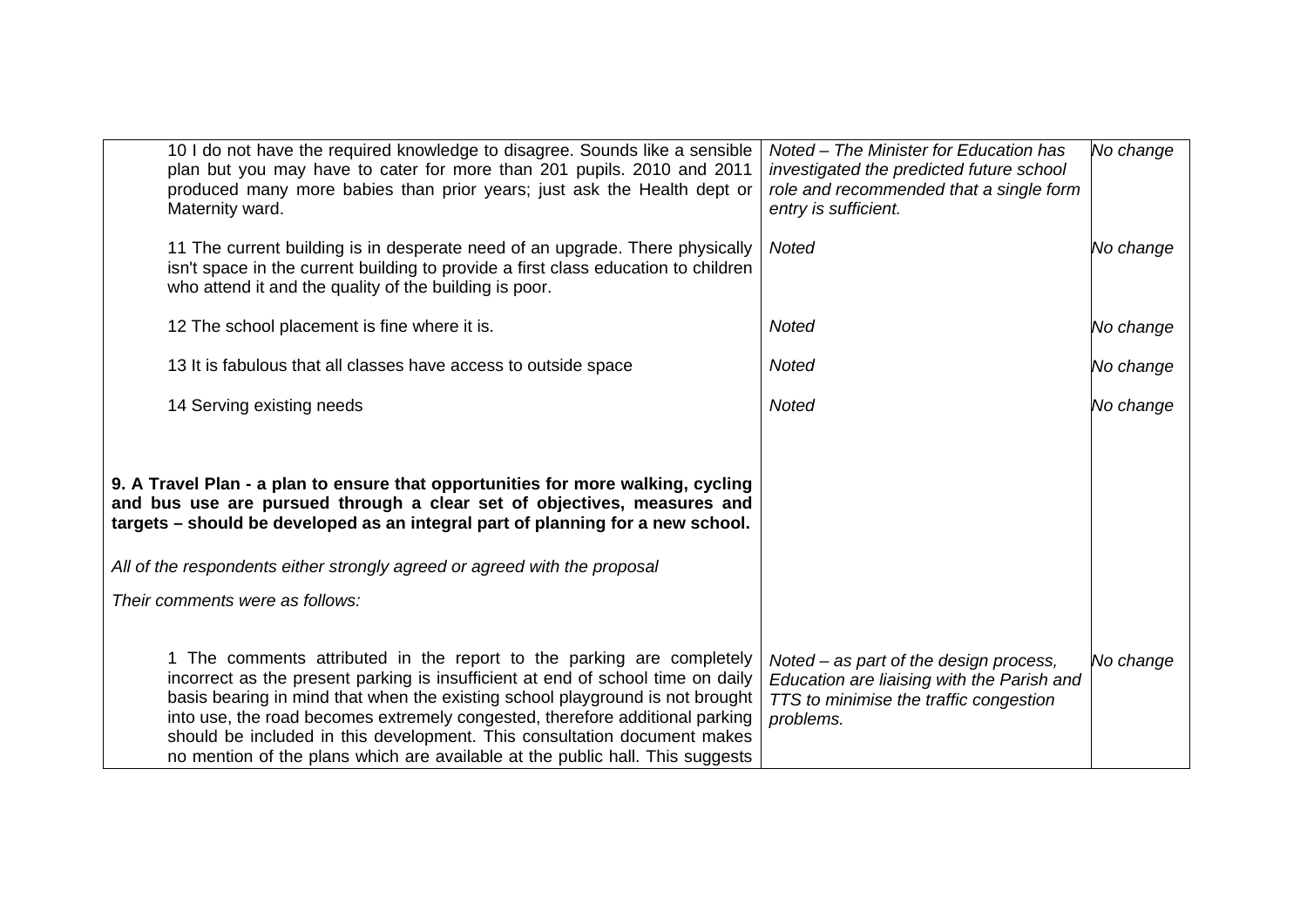| | | |
|---|---|---|
| 10 I do not have the required knowledge to disagree. Sounds like a sensible plan but you may have to cater for more than 201 pupils. 2010 and 2011 produced many more babies than prior years; just ask the Health dept or Maternity ward. | *Noted – The Minister for Education has investigated the predicted future school role and recommended that a single form entry is sufficient.* | *No change* |
| 11 The current building is in desperate need of an upgrade. There physically isn't space in the current building to provide a first class education to children who attend it and the quality of the building is poor. | *Noted* | *No change* |
| 12 The school placement is fine where it is. | *Noted* | *No change* |
| 13 It is fabulous that all classes have access to outside space | *Noted* | *No change* |
| 14 Serving existing needs | *Noted* | *No change* |
| **9. A Travel Plan - a plan to ensure that opportunities for more walking, cycling and bus use are pursued through a clear set of objectives, measures and targets – should be developed as an integral part of planning for a new school.** | | |
| *All of the respondents either strongly agreed or agreed with the proposal* | | |
| *Their comments were as follows:* | | |
| 1 The comments attributed in the report to the parking are completely incorrect as the present parking is insufficient at end of school time on daily basis bearing in mind that when the existing school playground is not brought into use, the road becomes extremely congested, therefore additional parking should be included in this development. This consultation document makes no mention of the plans which are available at the public hall. This suggests | *Noted – as part of the design process, Education are liaising with the Parish and TTS to minimise the traffic congestion problems.* | *No change* |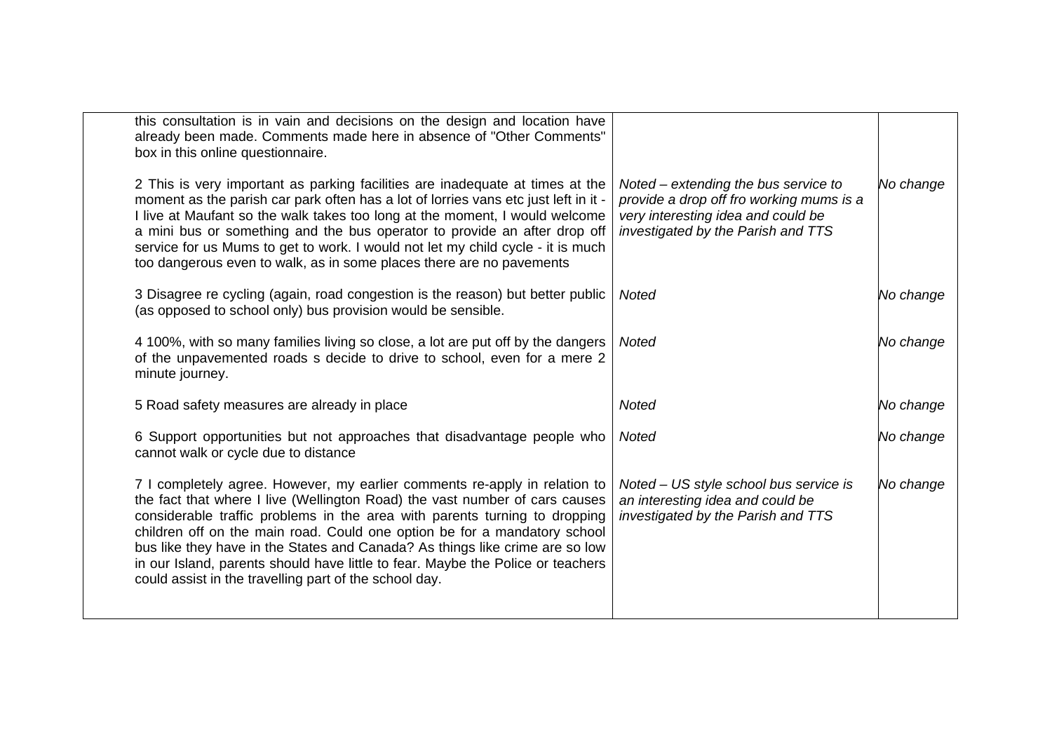| | | |
|---|---|---|
| this consultation is in vain and decisions on the design and location have already been made. Comments made here in absence of "Other Comments" box in this online questionnaire. | | |
| 2 This is very important as parking facilities are inadequate at times at the moment as the parish car park often has a lot of lorries vans etc just left in it - I live at Maufant so the walk takes too long at the moment, I would welcome a mini bus or something and the bus operator to provide an after drop off service for us Mums to get to work. I would not let my child cycle - it is much too dangerous even to walk, as in some places there are no pavements | *Noted – extending the bus service to provide a drop off fro working mums is a very interesting idea and could be investigated by the Parish and TTS* | *No change* |
| 3 Disagree re cycling (again, road congestion is the reason) but better public (as opposed to school only) bus provision would be sensible. | *Noted* | *No change* |
| 4 100%, with so many families living so close, a lot are put off by the dangers of the unpavemented roads s decide to drive to school, even for a mere 2 minute journey. | *Noted* | *No change* |
| 5 Road safety measures are already in place | *Noted* | *No change* |
| 6 Support opportunities but not approaches that disadvantage people who cannot walk or cycle due to distance | *Noted* | *No change* |
| 7 I completely agree. However, my earlier comments re-apply in relation to the fact that where I live (Wellington Road) the vast number of cars causes considerable traffic problems in the area with parents turning to dropping children off on the main road. Could one option be for a mandatory school bus like they have in the States and Canada? As things like crime are so low in our Island, parents should have little to fear. Maybe the Police or teachers could assist in the travelling part of the school day. | *Noted – US style school bus service is an interesting idea and could be investigated by the Parish and TTS* | *No change* |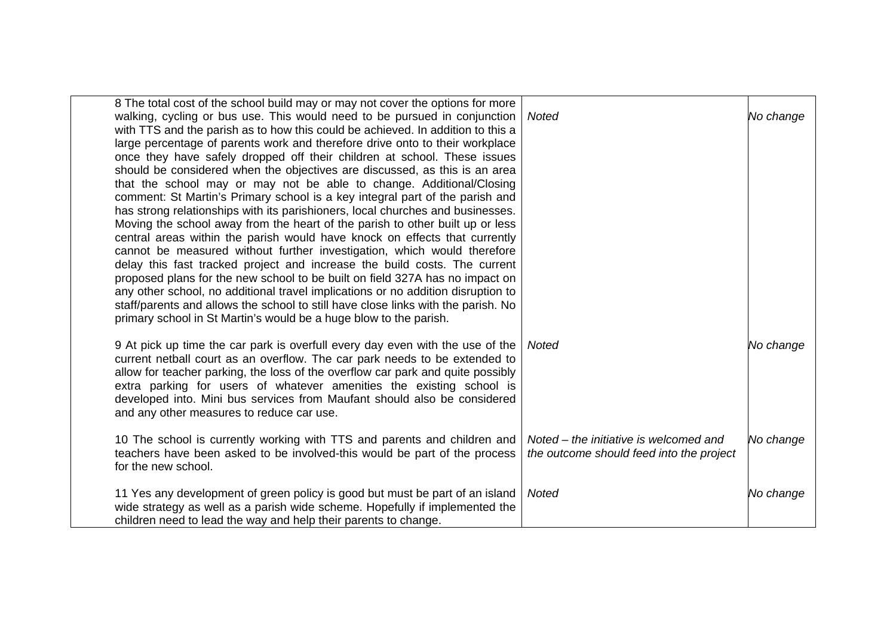| | | |
|---|---|---|
| 8 The total cost of the school build may or may not cover the options for more walking, cycling or bus use. This would need to be pursued in conjunction with TTS and the parish as to how this could be achieved. In addition to this a large percentage of parents work and therefore drive onto to their workplace once they have safely dropped off their children at school. These issues should be considered when the objectives are discussed, as this is an area that the school may or may not be able to change. Additional/Closing comment: St Martin's Primary school is a key integral part of the parish and has strong relationships with its parishioners, local churches and businesses. Moving the school away from the heart of the parish to other built up or less central areas within the parish would have knock on effects that currently cannot be measured without further investigation, which would therefore delay this fast tracked project and increase the build costs. The current proposed plans for the new school to be built on field 327A has no impact on any other school, no additional travel implications or no addition disruption to staff/parents and allows the school to still have close links with the parish. No primary school in St Martin's would be a huge blow to the parish. | *Noted* | *No change* |
| 9 At pick up time the car park is overfull every day even with the use of the current netball court as an overflow. The car park needs to be extended to allow for teacher parking, the loss of the overflow car park and quite possibly extra parking for users of whatever amenities the existing school is developed into. Mini bus services from Maufant should also be considered and any other measures to reduce car use. | *Noted* | *No change* |
| 10 The school is currently working with TTS and parents and children and teachers have been asked to be involved-this would be part of the process for the new school. | *Noted – the initiative is welcomed and the outcome should feed into the project* | *No change* |
| 11 Yes any development of green policy is good but must be part of an island wide strategy as well as a parish wide scheme. Hopefully if implemented the children need to lead the way and help their parents to change. | *Noted* | *No change* |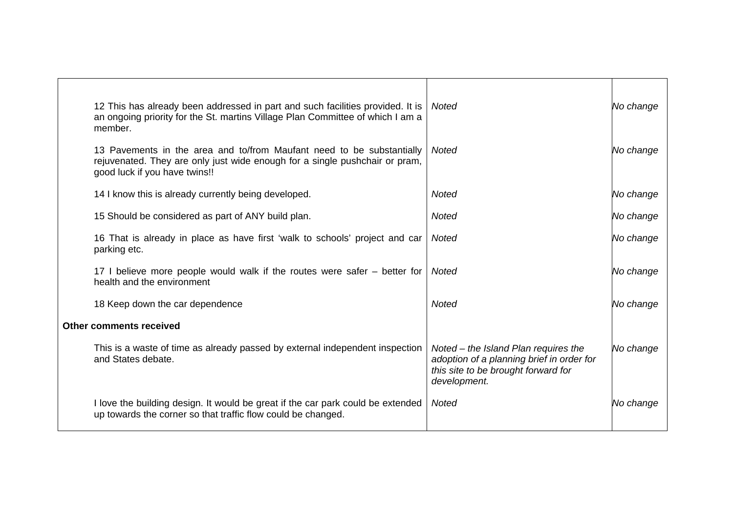| | | |
|---|---|---|
| 12 This has already been addressed in part and such facilities provided. It is an ongoing priority for the St. martins Village Plan Committee of which I am a member. | *Noted* | *No change* |
| 13 Pavements in the area and to/from Maufant need to be substantially rejuvenated. They are only just wide enough for a single pushchair or pram, good luck if you have twins!! | *Noted* | *No change* |
| 14 I know this is already currently being developed. | *Noted* | *No change* |
| 15 Should be considered as part of ANY build plan. | *Noted* | *No change* |
| 16 That is already in place as have first 'walk to schools' project and car parking etc. | *Noted* | *No change* |
| 17 I believe more people would walk if the routes were safer – better for health and the environment | *Noted* | *No change* |
| 18 Keep down the car dependence | *Noted* | *No change* |
| **Other comments received** | | |
| This is a waste of time as already passed by external independent inspection and States debate. | *Noted – the Island Plan requires the adoption of a planning brief in order for this site to be brought forward for development.* | *No change* |
| I love the building design. It would be great if the car park could be extended up towards the corner so that traffic flow could be changed. | *Noted* | *No change* |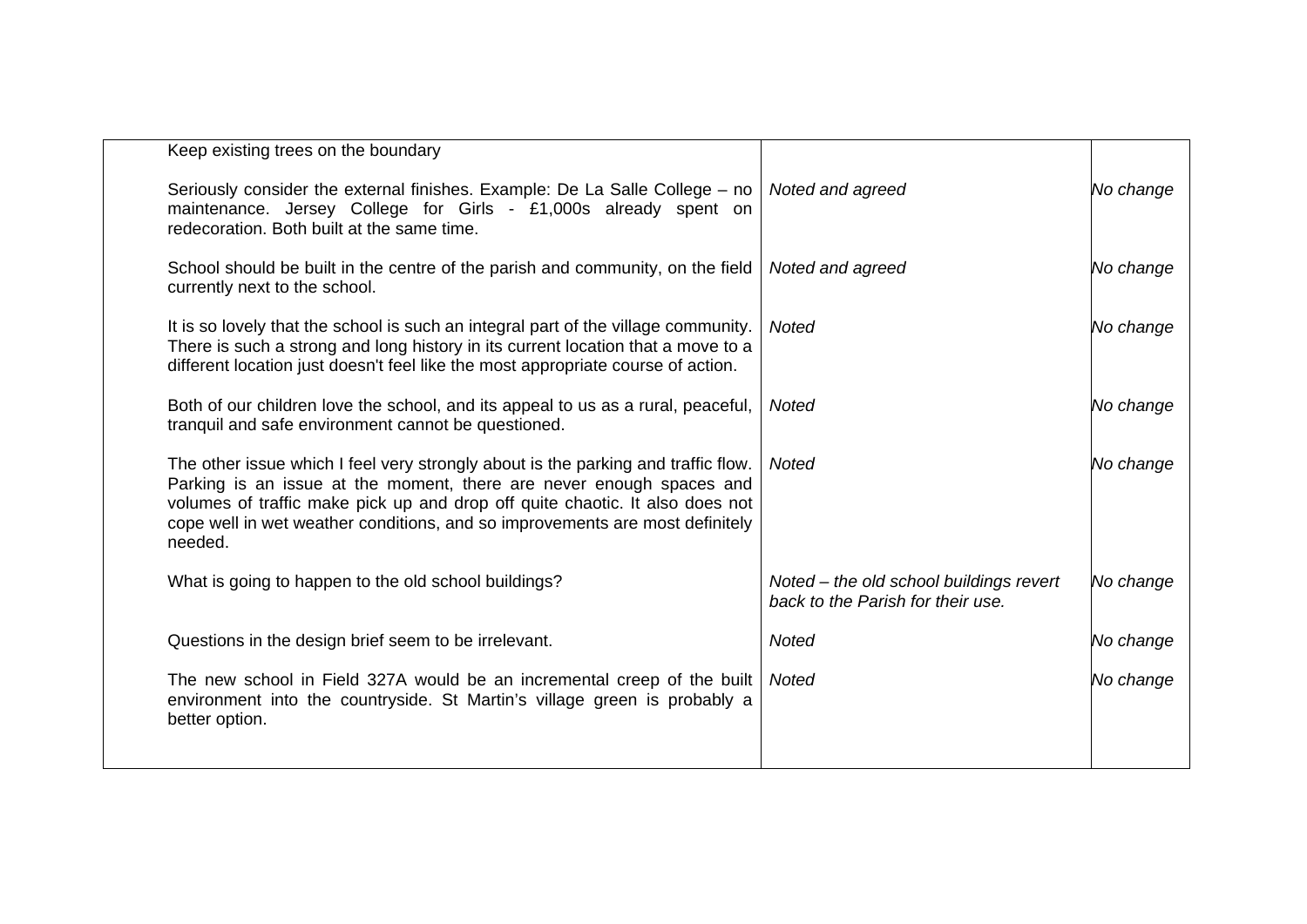| | | |
|---|---|---|
| Keep existing trees on the boundary | | |
| Seriously consider the external finishes. Example: De La Salle College – no maintenance. Jersey College for Girls - £1,000s already spent on redecoration. Both built at the same time. | *Noted and agreed* | *No change* |
| School should be built in the centre of the parish and community, on the field currently next to the school. | *Noted and agreed* | *No change* |
| It is so lovely that the school is such an integral part of the village community. There is such a strong and long history in its current location that a move to a different location just doesn't feel like the most appropriate course of action. | *Noted* | *No change* |
| Both of our children love the school, and its appeal to us as a rural, peaceful, tranquil and safe environment cannot be questioned. | *Noted* | *No change* |
| The other issue which I feel very strongly about is the parking and traffic flow. Parking is an issue at the moment, there are never enough spaces and volumes of traffic make pick up and drop off quite chaotic. It also does not cope well in wet weather conditions, and so improvements are most definitely needed. | *Noted* | *No change* |
| What is going to happen to the old school buildings? | *Noted – the old school buildings revert back to the Parish for their use.* | *No change* |
| Questions in the design brief seem to be irrelevant. | *Noted* | *No change* |
| The new school in Field 327A would be an incremental creep of the built environment into the countryside. St Martin's village green is probably a better option. | *Noted* | *No change* |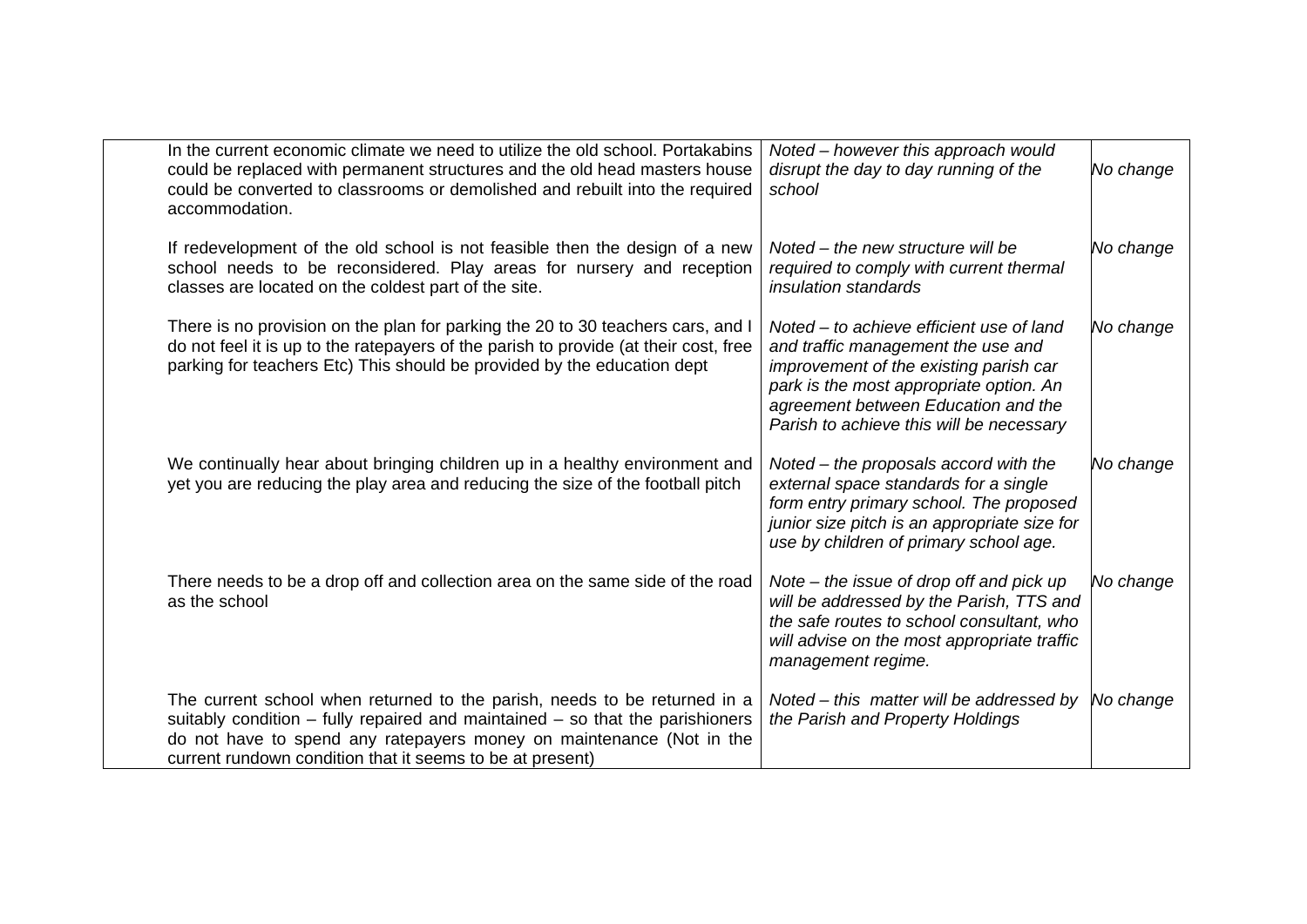| | | | |
|---|---|---|---|
| | In the current economic climate we need to utilize the old school. Portakabins could be replaced with permanent structures and the old head masters house could be converted to classrooms or demolished and rebuilt into the required accommodation. | *Noted – however this approach would disrupt the day to day running of the school* | *No change* |
| | If redevelopment of the old school is not feasible then the design of a new school needs to be reconsidered. Play areas for nursery and reception classes are located on the coldest part of the site. | *Noted – the new structure will be required to comply with current thermal insulation standards* | *No change* |
| | There is no provision on the plan for parking the 20 to 30 teachers cars, and I do not feel it is up to the ratepayers of the parish to provide (at their cost, free parking for teachers Etc) This should be provided by the education dept | *Noted – to achieve efficient use of land and traffic management the use and improvement of the existing parish car park is the most appropriate option. An agreement between Education and the Parish to achieve this will be necessary* | *No change* |
| | We continually hear about bringing children up in a healthy environment and yet you are reducing the play area and reducing the size of the football pitch | *Noted – the proposals accord with the external space standards for a single form entry primary school. The proposed junior size pitch is an appropriate size for use by children of primary school age.* | *No change* |
| | There needs to be a drop off and collection area on the same side of the road as the school | *Note – the issue of drop off and pick up will be addressed by the Parish, TTS and the safe routes to school consultant, who will advise on the most appropriate traffic management regime.* | *No change* |
| | The current school when returned to the parish, needs to be returned in a suitably condition – fully repaired and maintained – so that the parishioners do not have to spend any ratepayers money on maintenance (Not in the current rundown condition that it seems to be at present) | *Noted – this matter will be addressed by the Parish and Property Holdings* | *No change* |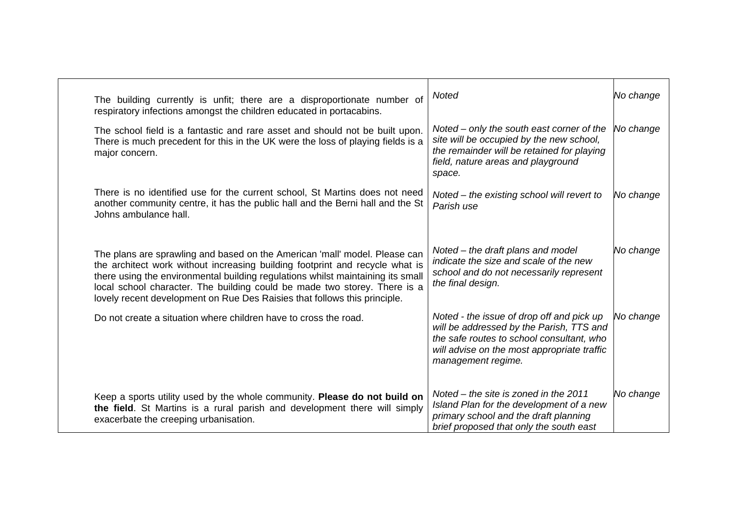| | | |
|---|---|---|
| The building currently is unfit; there are a disproportionate number of respiratory infections amongst the children educated in portacabins. | *Noted* | *No change* |
| The school field is a fantastic and rare asset and should not be built upon. There is much precedent for this in the UK were the loss of playing fields is a major concern. | *Noted – only the south east corner of the site will be occupied by the new school, the remainder will be retained for playing field, nature areas and playground space.* | *No change* |
| There is no identified use for the current school, St Martins does not need another community centre, it has the public hall and the Berni hall and the St Johns ambulance hall. | *Noted – the existing school will revert to Parish use* | *No change* |
| The plans are sprawling and based on the American 'mall' model. Please can the architect work without increasing building footprint and recycle what is there using the environmental building regulations whilst maintaining its small local school character. The building could be made two storey. There is a lovely recent development on Rue Des Raisies that follows this principle. | *Noted – the draft plans and model indicate the size and scale of the new school and do not necessarily represent the final design.* | *No change* |
| Do not create a situation where children have to cross the road. | *Noted - the issue of drop off and pick up will be addressed by the Parish, TTS and the safe routes to school consultant, who will advise on the most appropriate traffic management regime.* | *No change* |
| Keep a sports utility used by the whole community. **Please do not build on the field**. St Martins is a rural parish and development there will simply exacerbate the creeping urbanisation. | *Noted – the site is zoned in the 2011 Island Plan for the development of a new primary school and the draft planning brief proposed that only the south east* | *No change* |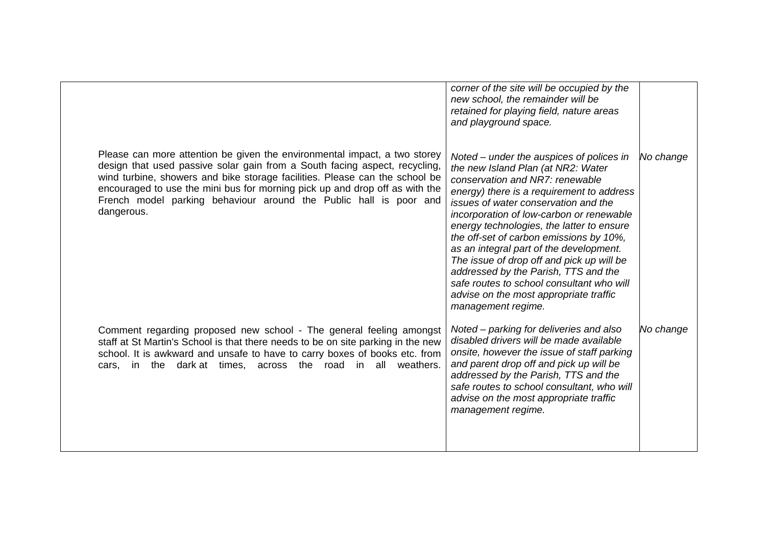| | | |
|---|---|---|
| | *corner of the site will be occupied by the new school, the remainder will be retained for playing field, nature areas and playground space.* | |
| Please can more attention be given the environmental impact, a two storey design that used passive solar gain from a South facing aspect, recycling, wind turbine, showers and bike storage facilities. Please can the school be encouraged to use the mini bus for morning pick up and drop off as with the French model parking behaviour around the Public hall is poor and dangerous. | *Noted – under the auspices of polices in the new Island Plan (at NR2: Water conservation and NR7: renewable energy) there is a requirement to address issues of water conservation and the incorporation of low-carbon or renewable energy technologies, the latter to ensure the off-set of carbon emissions by 10%, as an integral part of the development. The issue of drop off and pick up will be addressed by the Parish, TTS and the safe routes to school consultant who will advise on the most appropriate traffic management regime.* | *No change* |
| Comment regarding proposed new school - The general feeling amongst staff at St Martin's School is that there needs to be on site parking in the new school. It is awkward and unsafe to have to carry boxes of books etc. from cars, in the dark at times, across the road in all weathers. | *Noted – parking for deliveries and also disabled drivers will be made available onsite, however the issue of staff parking and parent drop off and pick up will be addressed by the Parish, TTS and the safe routes to school consultant, who will advise on the most appropriate traffic management regime.* | *No change* |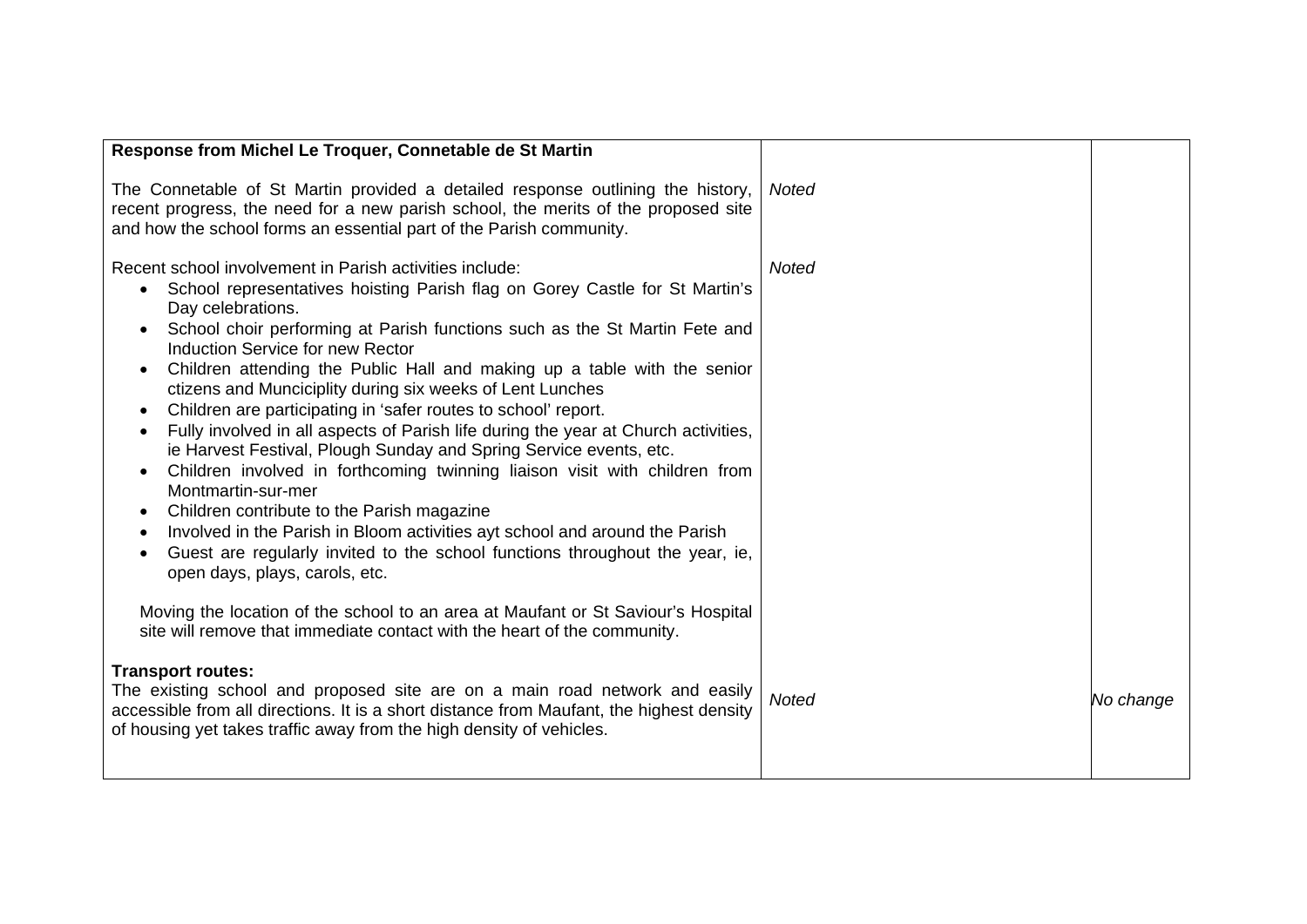| Response from Michel Le Troquer, Connetable de St Martin | | |
|---|---|---|
| The Connetable of St Martin provided a detailed response outlining the history, recent progress, the need for a new parish school, the merits of the proposed site and how the school forms an essential part of the Parish community. | *Noted* | |
| Recent school involvement in Parish activities include:<br>• School representatives hoisting Parish flag on Gorey Castle for St Martin's Day celebrations.<br>• School choir performing at Parish functions such as the St Martin Fete and Induction Service for new Rector<br>• Children attending the Public Hall and making up a table with the senior ctizens and Municciplity during six weeks of Lent Lunches<br>• Children are participating in 'safer routes to school' report.<br>• Fully involved in all aspects of Parish life during the year at Church activities, ie Harvest Festival, Plough Sunday and Spring Service events, etc.<br>• Children involved in forthcoming twinning liaison visit with children from Montmartin-sur-mer<br>• Children contribute to the Parish magazine<br>• Involved in the Parish in Bloom activities ayt school and around the Parish<br>• Guest are regularly invited to the school functions throughout the year, ie, open days, plays, carols, etc.<br><br>Moving the location of the school to an area at Maufant or St Saviour's Hospital site will remove that immediate contact with the heart of the community. | *Noted* | |
| **Transport routes:**<br>The existing school and proposed site are on a main road network and easily accessible from all directions. It is a short distance from Maufant, the highest density of housing yet takes traffic away from the high density of vehicles. | *Noted* | *No change* |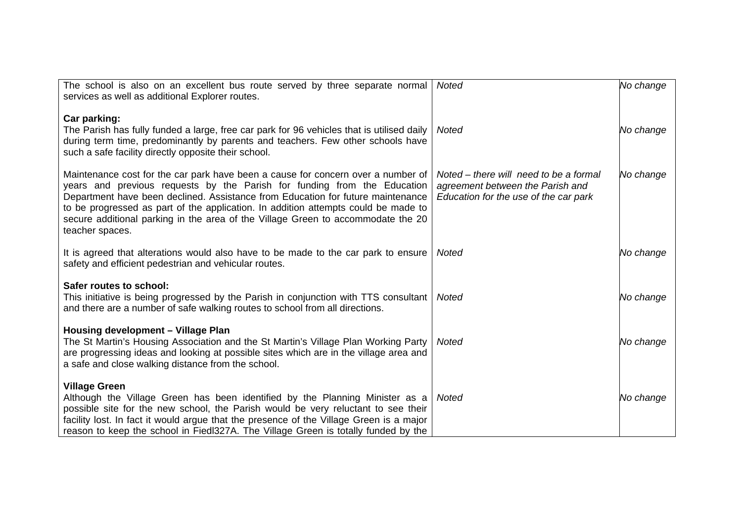| | | |
|---|---|---|
| The school is also on an excellent bus route served by three separate normal services as well as additional Explorer routes. | *Noted* | *No change* |
| **Car parking:**<br>The Parish has fully funded a large, free car park for 96 vehicles that is utilised daily during term time, predominantly by parents and teachers. Few other schools have such a safe facility directly opposite their school. | *Noted* | *No change* |
| Maintenance cost for the car park have been a cause for concern over a number of years and previous requests by the Parish for funding from the Education Department have been declined. Assistance from Education for future maintenance to be progressed as part of the application. In addition attempts could be made to secure additional parking in the area of the Village Green to accommodate the 20 teacher spaces. | *Noted – there will need to be a formal agreement between the Parish and Education for the use of the car park* | *No change* |
| It is agreed that alterations would also have to be made to the car park to ensure safety and efficient pedestrian and vehicular routes. | *Noted* | *No change* |
| **Safer routes to school:**<br>This initiative is being progressed by the Parish in conjunction with TTS consultant and there are a number of safe walking routes to school from all directions. | *Noted* | *No change* |
| **Housing development – Village Plan**<br>The St Martin's Housing Association and the St Martin's Village Plan Working Party are progressing ideas and looking at possible sites which are in the village area and a safe and close walking distance from the school. | *Noted* | *No change* |
| **Village Green**<br>Although the Village Green has been identified by the Planning Minister as a possible site for the new school, the Parish would be very reluctant to see their facility lost. In fact it would argue that the presence of the Village Green is a major reason to keep the school in Fiedl327A. The Village Green is totally funded by the | *Noted* | *No change* |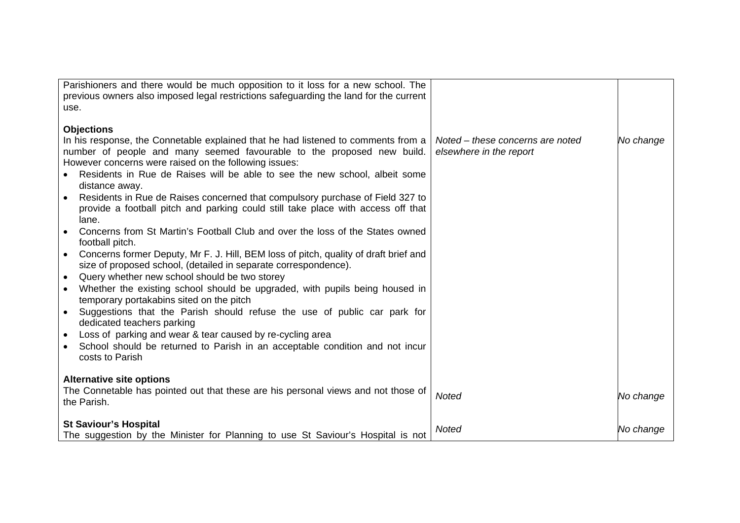| | | |
|---|---|---|
| Parishioners and there would be much opposition to it loss for a new school. The previous owners also imposed legal restrictions safeguarding the land for the current use.<br><br>**Objections**<br>In his response, the Connetable explained that he had listened to comments from a number of people and many seemed favourable to the proposed new build. However concerns were raised on the following issues:<br>• Residents in Rue de Raises will be able to see the new school, albeit some distance away.<br>• Residents in Rue de Raises concerned that compulsory purchase of Field 327 to provide a football pitch and parking could still take place with access off that lane.<br>• Concerns from St Martin's Football Club and over the loss of the States owned football pitch.<br>• Concerns former Deputy, Mr F. J. Hill, BEM loss of pitch, quality of draft brief and size of proposed school, (detailed in separate correspondence).<br>• Query whether new school should be two storey<br>• Whether the existing school should be upgraded, with pupils being housed in temporary portakabins sited on the pitch<br>• Suggestions that the Parish should refuse the use of public car park for dedicated teachers parking<br>• Loss of parking and wear & tear caused by re-cycling area<br>• School should be returned to Parish in an acceptable condition and not incur costs to Parish | *Noted – these concerns are noted elsewhere in the report* | *No change* |
| **Alternative site options**<br>The Connetable has pointed out that these are his personal views and not those of the Parish. | *Noted* | *No change* |
| **St Saviour's Hospital**<br>The suggestion by the Minister for Planning to use St Saviour's Hospital is not | *Noted* | *No change* |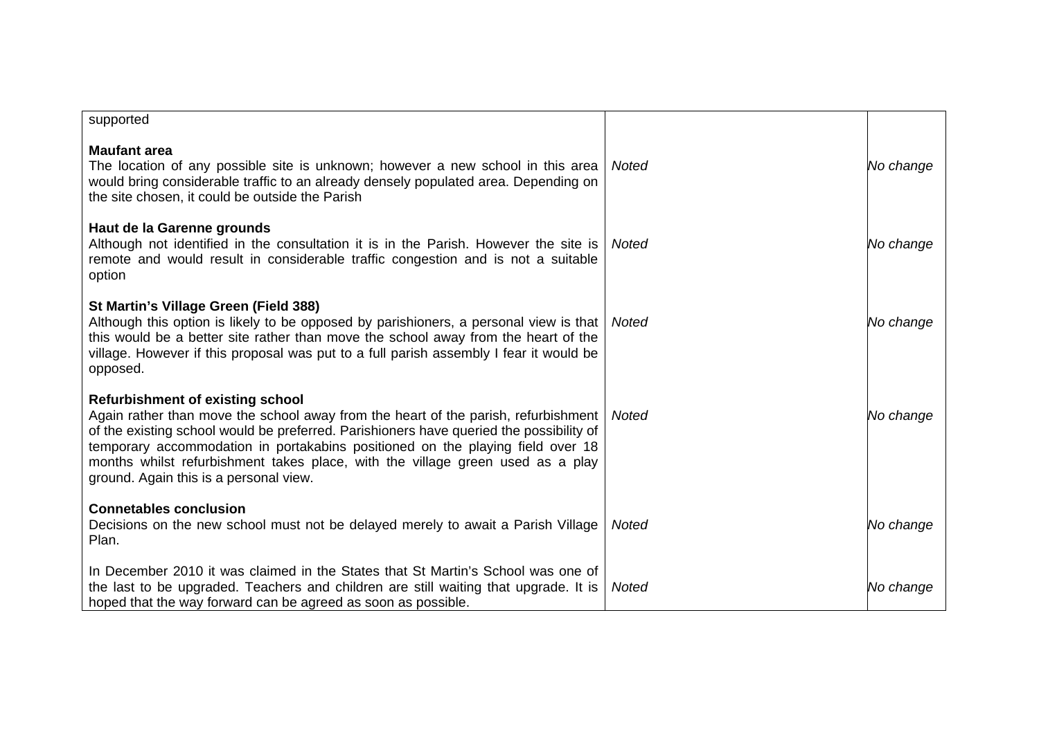| | | |
|---|---|---|
| supported | | |
| **Maufant area**<br>The location of any possible site is unknown; however a new school in this area would bring considerable traffic to an already densely populated area. Depending on the site chosen, it could be outside the Parish | *Noted* | *No change* |
| **Haut de la Garenne grounds**<br>Although not identified in the consultation it is in the Parish. However the site is remote and would result in considerable traffic congestion and is not a suitable option | *Noted* | *No change* |
| **St Martin's Village Green (Field 388)**<br>Although this option is likely to be opposed by parishioners, a personal view is that this would be a better site rather than move the school away from the heart of the village. However if this proposal was put to a full parish assembly I fear it would be opposed. | *Noted* | *No change* |
| **Refurbishment of existing school**<br>Again rather than move the school away from the heart of the parish, refurbishment of the existing school would be preferred. Parishioners have queried the possibility of temporary accommodation in portakabins positioned on the playing field over 18 months whilst refurbishment takes place, with the village green used as a play ground. Again this is a personal view. | *Noted* | *No change* |
| **Connetables conclusion**<br>Decisions on the new school must not be delayed merely to await a Parish Village Plan. | *Noted* | *No change* |
| In December 2010 it was claimed in the States that St Martin's School was one of the last to be upgraded. Teachers and children are still waiting that upgrade. It is hoped that the way forward can be agreed as soon as possible. | *Noted* | *No change* |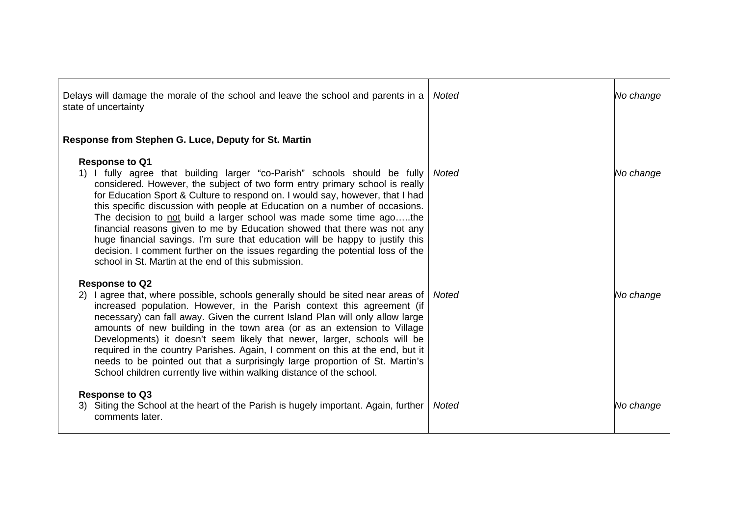| | | |
|---|---|---|
| Delays will damage the morale of the school and leave the school and parents in a state of uncertainty | *Noted* | *No change* |
| **Response from Stephen G. Luce, Deputy for St. Martin** | | |
| **Response to Q1**<br>1) I fully agree that building larger "co-Parish" schools should be fully considered. However, the subject of two form entry primary school is really for Education Sport & Culture to respond on. I would say, however, that I had this specific discussion with people at Education on a number of occasions. The decision to <u>not</u> build a larger school was made some time ago…..the financial reasons given to me by Education showed that there was not any huge financial savings. I'm sure that education will be happy to justify this decision. I comment further on the issues regarding the potential loss of the school in St. Martin at the end of this submission. | *Noted* | *No change* |
| **Response to Q2**<br>2) I agree that, where possible, schools generally should be sited near areas of increased population. However, in the Parish context this agreement (if necessary) can fall away. Given the current Island Plan will only allow large amounts of new building in the town area (or as an extension to Village Developments) it doesn't seem likely that newer, larger, schools will be required in the country Parishes. Again, I comment on this at the end, but it needs to be pointed out that a surprisingly large proportion of St. Martin's School children currently live within walking distance of the school. | *Noted* | *No change* |
| **Response to Q3**<br>3) Siting the School at the heart of the Parish is hugely important. Again, further comments later. | *Noted* | *No change* |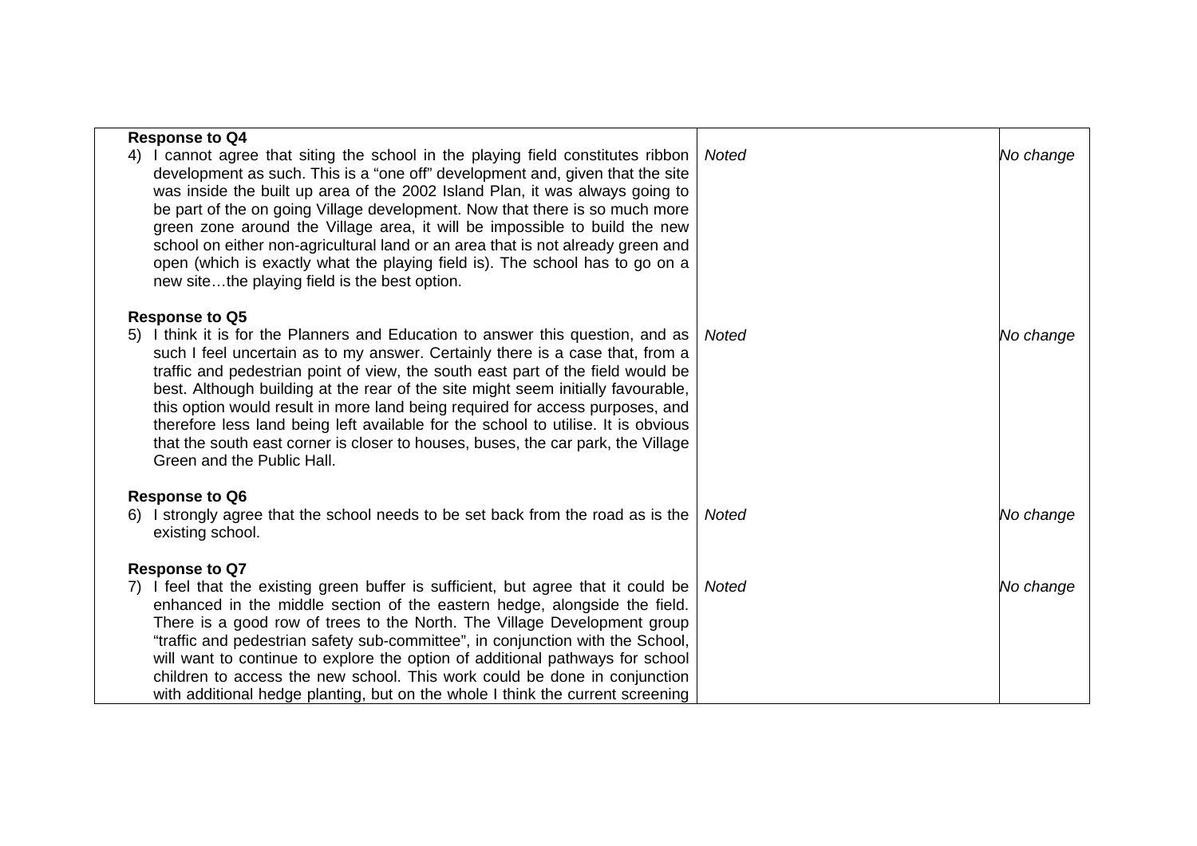| | | |
|---|---|---|
| **Response to Q4**<br>4) I cannot agree that siting the school in the playing field constitutes ribbon development as such. This is a "one off" development and, given that the site was inside the built up area of the 2002 Island Plan, it was always going to be part of the on going Village development. Now that there is so much more green zone around the Village area, it will be impossible to build the new school on either non-agricultural land or an area that is not already green and open (which is exactly what the playing field is). The school has to go on a new site…the playing field is the best option. | *Noted* | *No change* |
| **Response to Q5**<br>5) I think it is for the Planners and Education to answer this question, and as such I feel uncertain as to my answer. Certainly there is a case that, from a traffic and pedestrian point of view, the south east part of the field would be best. Although building at the rear of the site might seem initially favourable, this option would result in more land being required for access purposes, and therefore less land being left available for the school to utilise. It is obvious that the south east corner is closer to houses, buses, the car park, the Village Green and the Public Hall. | *Noted* | *No change* |
| **Response to Q6**<br>6) I strongly agree that the school needs to be set back from the road as is the existing school. | *Noted* | *No change* |
| **Response to Q7**<br>7) I feel that the existing green buffer is sufficient, but agree that it could be enhanced in the middle section of the eastern hedge, alongside the field. There is a good row of trees to the North. The Village Development group "traffic and pedestrian safety sub-committee", in conjunction with the School, will want to continue to explore the option of additional pathways for school children to access the new school. This work could be done in conjunction with additional hedge planting, but on the whole I think the current screening | *Noted* | *No change* |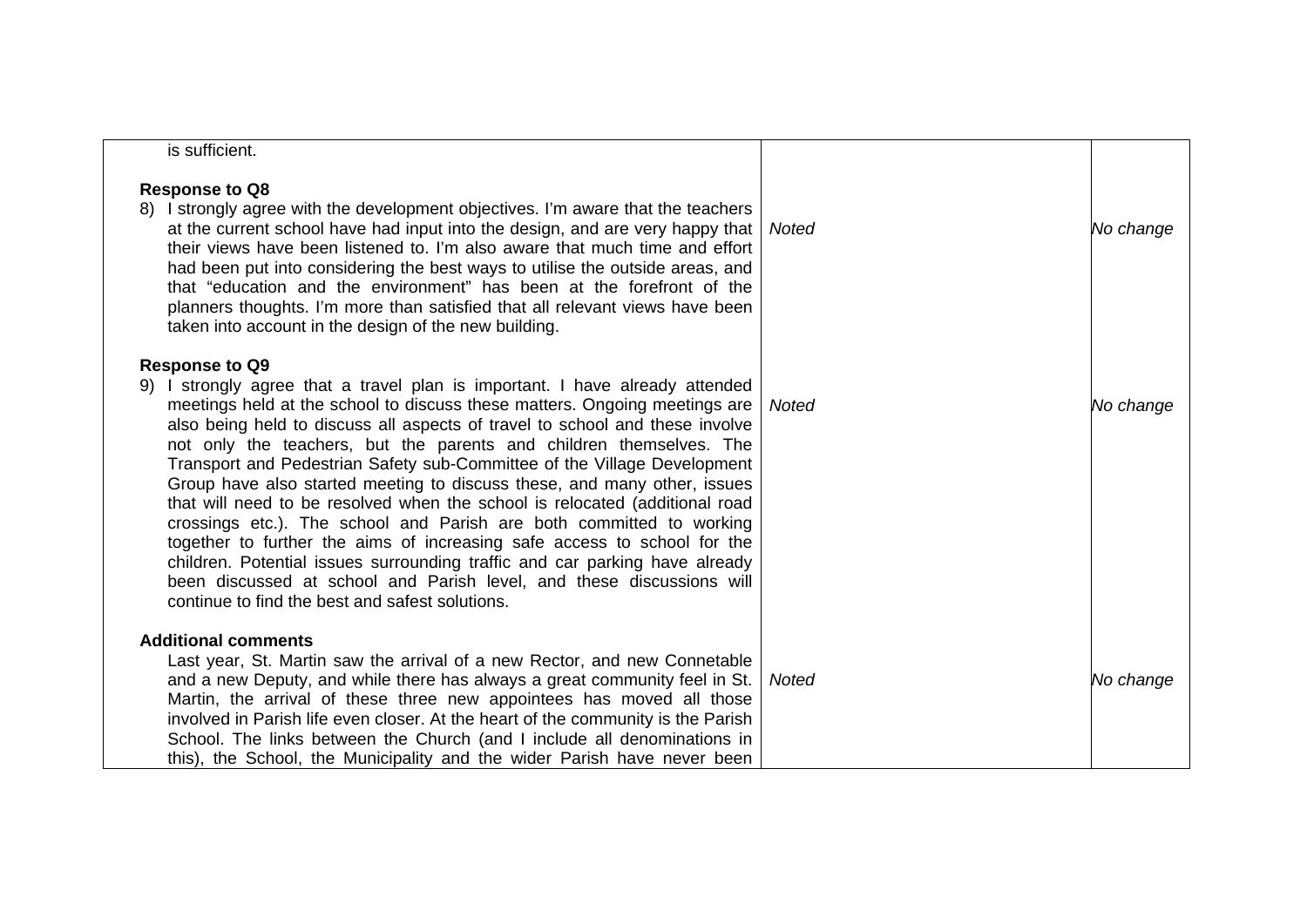| | | |
|---|---|---|
| is sufficient.<br><br>**Response to Q8**<br>8) I strongly agree with the development objectives. I'm aware that the teachers at the current school have had input into the design, and are very happy that their views have been listened to. I'm also aware that much time and effort had been put into considering the best ways to utilise the outside areas, and that "education and the environment" has been at the forefront of the planners thoughts. I'm more than satisfied that all relevant views have been taken into account in the design of the new building. | *Noted* | *No change* |
| **Response to Q9**<br>9) I strongly agree that a travel plan is important. I have already attended meetings held at the school to discuss these matters. Ongoing meetings are also being held to discuss all aspects of travel to school and these involve not only the teachers, but the parents and children themselves. The Transport and Pedestrian Safety sub-Committee of the Village Development Group have also started meeting to discuss these, and many other, issues that will need to be resolved when the school is relocated (additional road crossings etc.). The school and Parish are both committed to working together to further the aims of increasing safe access to school for the children. Potential issues surrounding traffic and car parking have already been discussed at school and Parish level, and these discussions will continue to find the best and safest solutions. | *Noted* | *No change* |
| **Additional comments**<br>Last year, St. Martin saw the arrival of a new Rector, and new Connetable and a new Deputy, and while there has always a great community feel in St. Martin, the arrival of these three new appointees has moved all those involved in Parish life even closer. At the heart of the community is the Parish School. The links between the Church (and I include all denominations in this), the School, the Municipality and the wider Parish have never been | *Noted* | *No change* |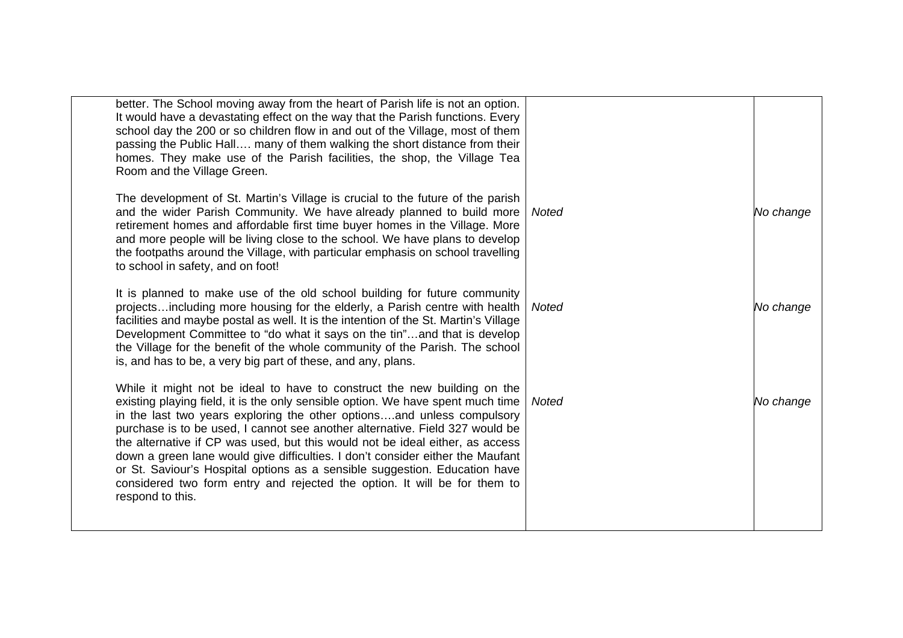| | | |
|---|---|---|
| better. The School moving away from the heart of Parish life is not an option. It would have a devastating effect on the way that the Parish functions. Every school day the 200 or so children flow in and out of the Village, most of them passing the Public Hall…. many of them walking the short distance from their homes. They make use of the Parish facilities, the shop, the Village Tea Room and the Village Green. | | |
| The development of St. Martin's Village is crucial to the future of the parish and the wider Parish Community. We have already planned to build more retirement homes and affordable first time buyer homes in the Village. More and more people will be living close to the school. We have plans to develop the footpaths around the Village, with particular emphasis on school travelling to school in safety, and on foot! | *Noted* | *No change* |
| It is planned to make use of the old school building for future community projects…including more housing for the elderly, a Parish centre with health facilities and maybe postal as well. It is the intention of the St. Martin's Village Development Committee to "do what it says on the tin"…and that is develop the Village for the benefit of the whole community of the Parish. The school is, and has to be, a very big part of these, and any, plans. | *Noted* | *No change* |
| While it might not be ideal to have to construct the new building on the existing playing field, it is the only sensible option. We have spent much time in the last two years exploring the other options….and unless compulsory purchase is to be used, I cannot see another alternative. Field 327 would be the alternative if CP was used, but this would not be ideal either, as access down a green lane would give difficulties. I don't consider either the Maufant or St. Saviour's Hospital options as a sensible suggestion. Education have considered two form entry and rejected the option. It will be for them to respond to this. | *Noted* | *No change* |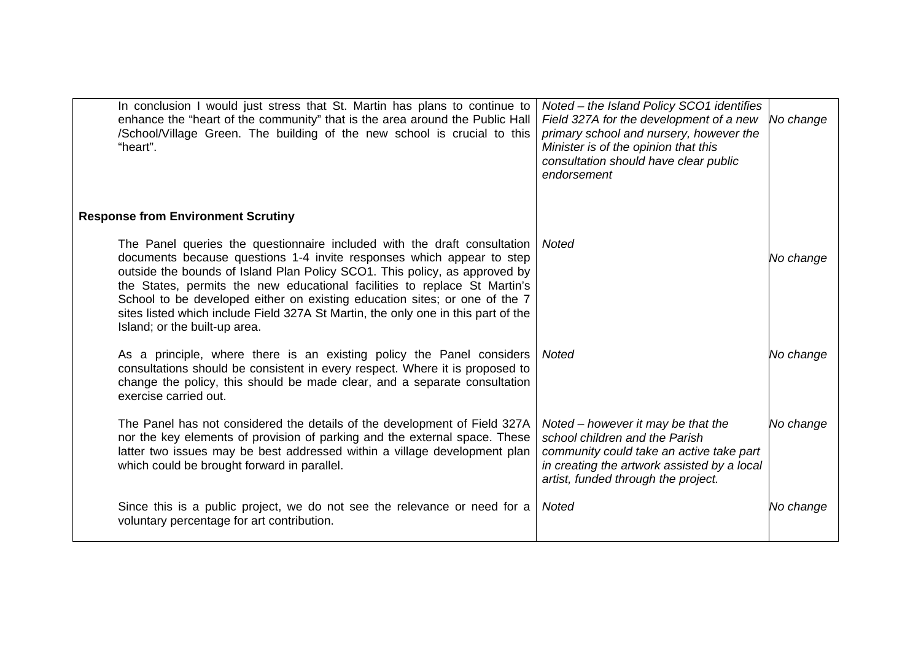| | | |
|---|---|---|
| In conclusion I would just stress that St. Martin has plans to continue to enhance the “heart of the community” that is the area around the Public Hall /School/Village Green. The building of the new school is crucial to this “heart”. | *Noted – the Island Policy SCO1 identifies Field 327A for the development of a new primary school and nursery, however the Minister is of the opinion that this consultation should have clear public endorsement* | *No change* |
| **Response from Environment Scrutiny** | | |
| The Panel queries the questionnaire included with the draft consultation documents because questions 1-4 invite responses which appear to step outside the bounds of Island Plan Policy SCO1. This policy, as approved by the States, permits the new educational facilities to replace St Martin’s School to be developed either on existing education sites; or one of the 7 sites listed which include Field 327A St Martin, the only one in this part of the Island; or the built-up area. | *Noted* | *No change* |
| As a principle, where there is an existing policy the Panel considers consultations should be consistent in every respect. Where it is proposed to change the policy, this should be made clear, and a separate consultation exercise carried out. | *Noted* | *No change* |
| The Panel has not considered the details of the development of Field 327A nor the key elements of provision of parking and the external space. These latter two issues may be best addressed within a village development plan which could be brought forward in parallel. | *Noted – however it may be that the school children and the Parish community could take an active take part in creating the artwork assisted by a local artist, funded through the project.* | *No change* |
| Since this is a public project, we do not see the relevance or need for a voluntary percentage for art contribution. | *Noted* | *No change* |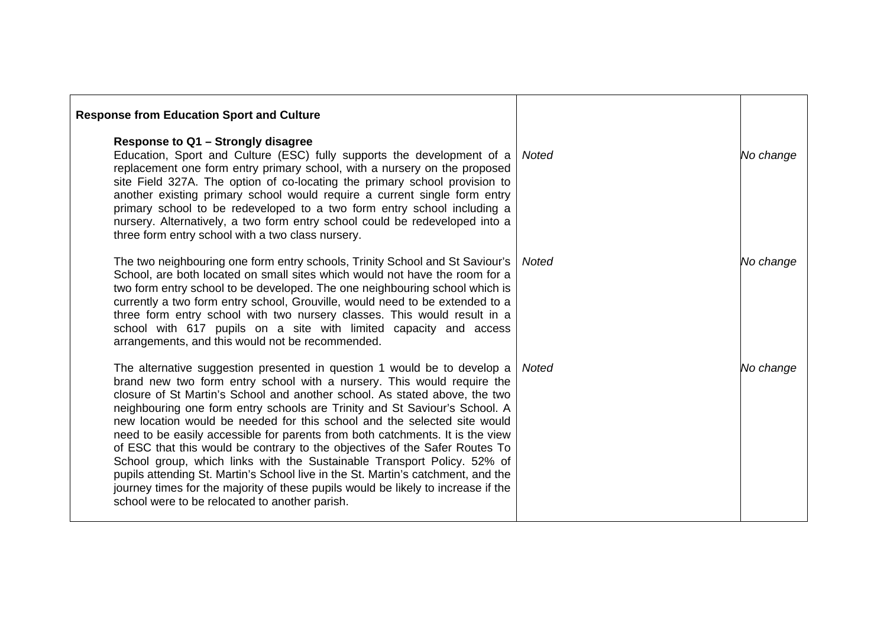| Response from Education Sport and Culture | | |
|---|---|---|
| **Response to Q1 – Strongly disagree**<br>Education, Sport and Culture (ESC) fully supports the development of a replacement one form entry primary school, with a nursery on the proposed site Field 327A. The option of co-locating the primary school provision to another existing primary school would require a current single form entry primary school to be redeveloped to a two form entry school including a nursery. Alternatively, a two form entry school could be redeveloped into a three form entry school with a two class nursery. | *Noted* | *No change* |
| The two neighbouring one form entry schools, Trinity School and St Saviour's School, are both located on small sites which would not have the room for a two form entry school to be developed. The one neighbouring school which is currently a two form entry school, Grouville, would need to be extended to a three form entry school with two nursery classes. This would result in a school with 617 pupils on a site with limited capacity and access arrangements, and this would not be recommended. | *Noted* | *No change* |
| The alternative suggestion presented in question 1 would be to develop a brand new two form entry school with a nursery. This would require the closure of St Martin's School and another school. As stated above, the two neighbouring one form entry schools are Trinity and St Saviour's School. A new location would be needed for this school and the selected site would need to be easily accessible for parents from both catchments. It is the view of ESC that this would be contrary to the objectives of the Safer Routes To School group, which links with the Sustainable Transport Policy. 52% of pupils attending St. Martin's School live in the St. Martin's catchment, and the journey times for the majority of these pupils would be likely to increase if the school were to be relocated to another parish. | *Noted* | *No change* |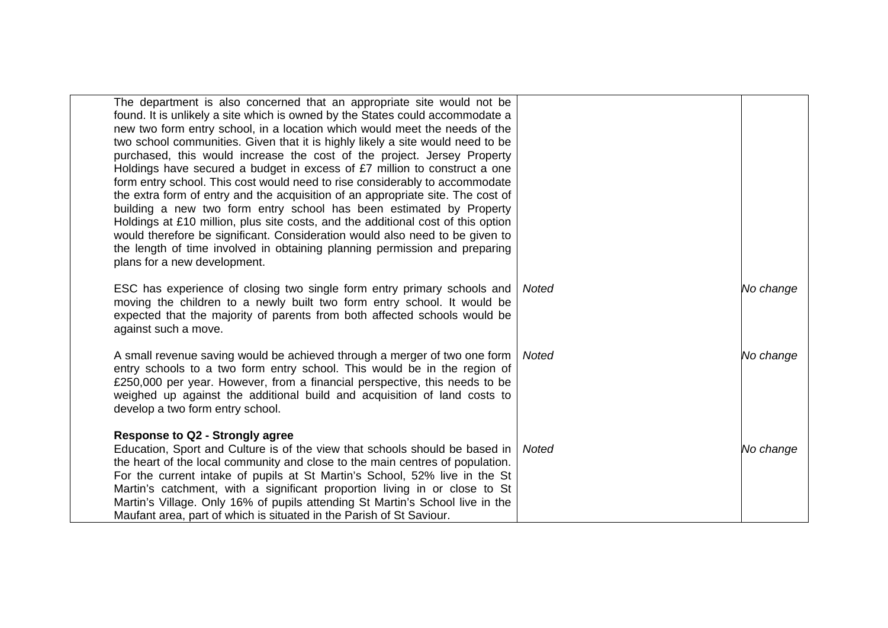| | | |
|---|---|---|
| The department is also concerned that an appropriate site would not be found. It is unlikely a site which is owned by the States could accommodate a new two form entry school, in a location which would meet the needs of the two school communities. Given that it is highly likely a site would need to be purchased, this would increase the cost of the project. Jersey Property Holdings have secured a budget in excess of £7 million to construct a one form entry school. This cost would need to rise considerably to accommodate the extra form of entry and the acquisition of an appropriate site. The cost of building a new two form entry school has been estimated by Property Holdings at £10 million, plus site costs, and the additional cost of this option would therefore be significant. Consideration would also need to be given to the length of time involved in obtaining planning permission and preparing plans for a new development. | | |
| ESC has experience of closing two single form entry primary schools and moving the children to a newly built two form entry school. It would be expected that the majority of parents from both affected schools would be against such a move. | *Noted* | *No change* |
| A small revenue saving would be achieved through a merger of two one form entry schools to a two form entry school. This would be in the region of £250,000 per year. However, from a financial perspective, this needs to be weighed up against the additional build and acquisition of land costs to develop a two form entry school. | *Noted* | *No change* |
| **Response to Q2 - Strongly agree**<br>Education, Sport and Culture is of the view that schools should be based in the heart of the local community and close to the main centres of population. For the current intake of pupils at St Martin's School, 52% live in the St Martin's catchment, with a significant proportion living in or close to St Martin's Village. Only 16% of pupils attending St Martin's School live in the Maufant area, part of which is situated in the Parish of St Saviour. | *Noted* | *No change* |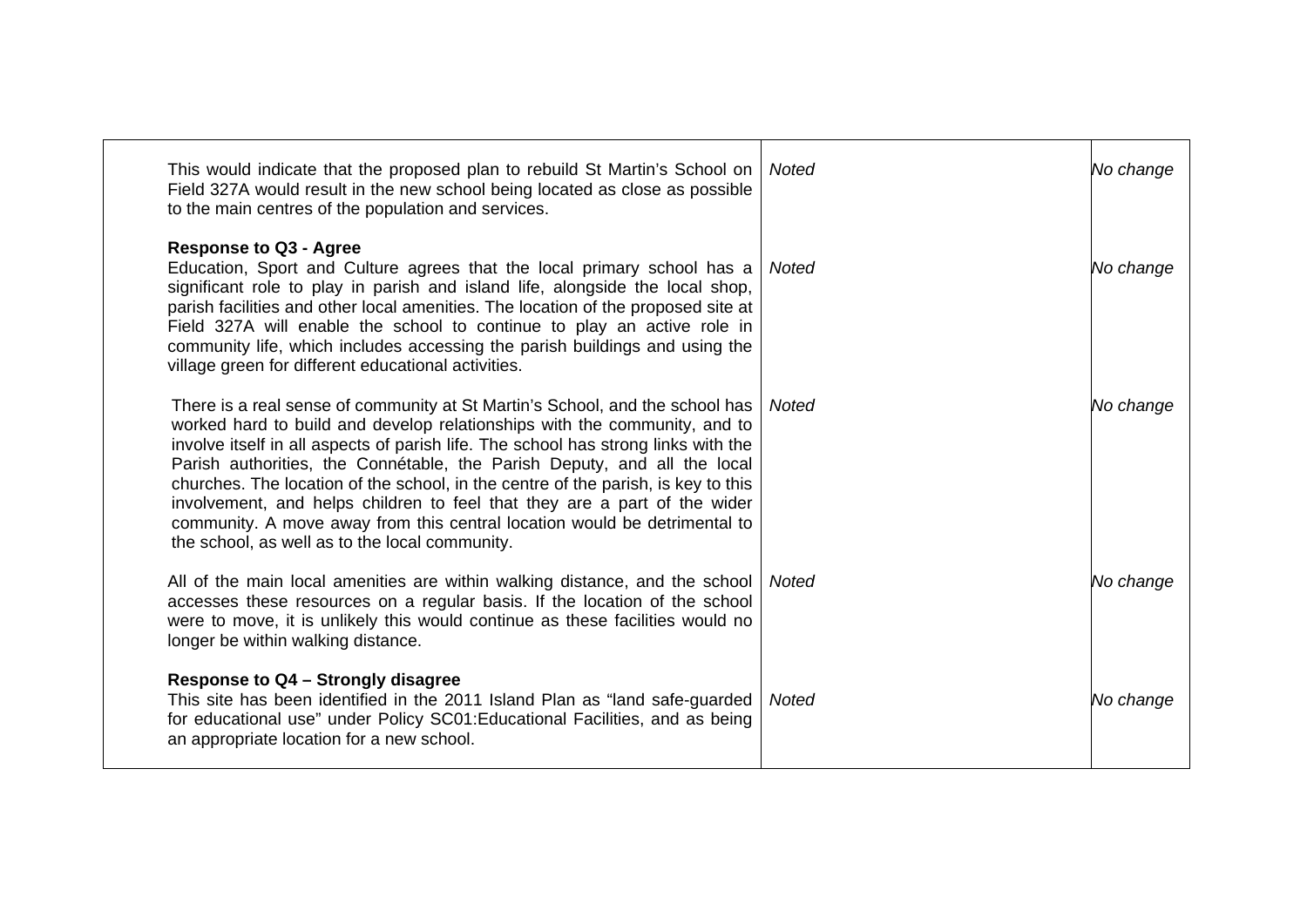| | | |
|---|---|---|
| This would indicate that the proposed plan to rebuild St Martin's School on Field 327A would result in the new school being located as close as possible to the main centres of the population and services. | *Noted* | *No change* |
| **Response to Q3 - Agree**<br>Education, Sport and Culture agrees that the local primary school has a significant role to play in parish and island life, alongside the local shop, parish facilities and other local amenities. The location of the proposed site at Field 327A will enable the school to continue to play an active role in community life, which includes accessing the parish buildings and using the village green for different educational activities. | *Noted* | *No change* |
| There is a real sense of community at St Martin's School, and the school has worked hard to build and develop relationships with the community, and to involve itself in all aspects of parish life. The school has strong links with the Parish authorities, the Connétable, the Parish Deputy, and all the local churches. The location of the school, in the centre of the parish, is key to this involvement, and helps children to feel that they are a part of the wider community. A move away from this central location would be detrimental to the school, as well as to the local community. | *Noted* | *No change* |
| All of the main local amenities are within walking distance, and the school accesses these resources on a regular basis. If the location of the school were to move, it is unlikely this would continue as these facilities would no longer be within walking distance. | *Noted* | *No change* |
| **Response to Q4 – Strongly disagree**<br>This site has been identified in the 2011 Island Plan as "land safe-guarded for educational use" under Policy SC01:Educational Facilities, and as being an appropriate location for a new school. | *Noted* | *No change* |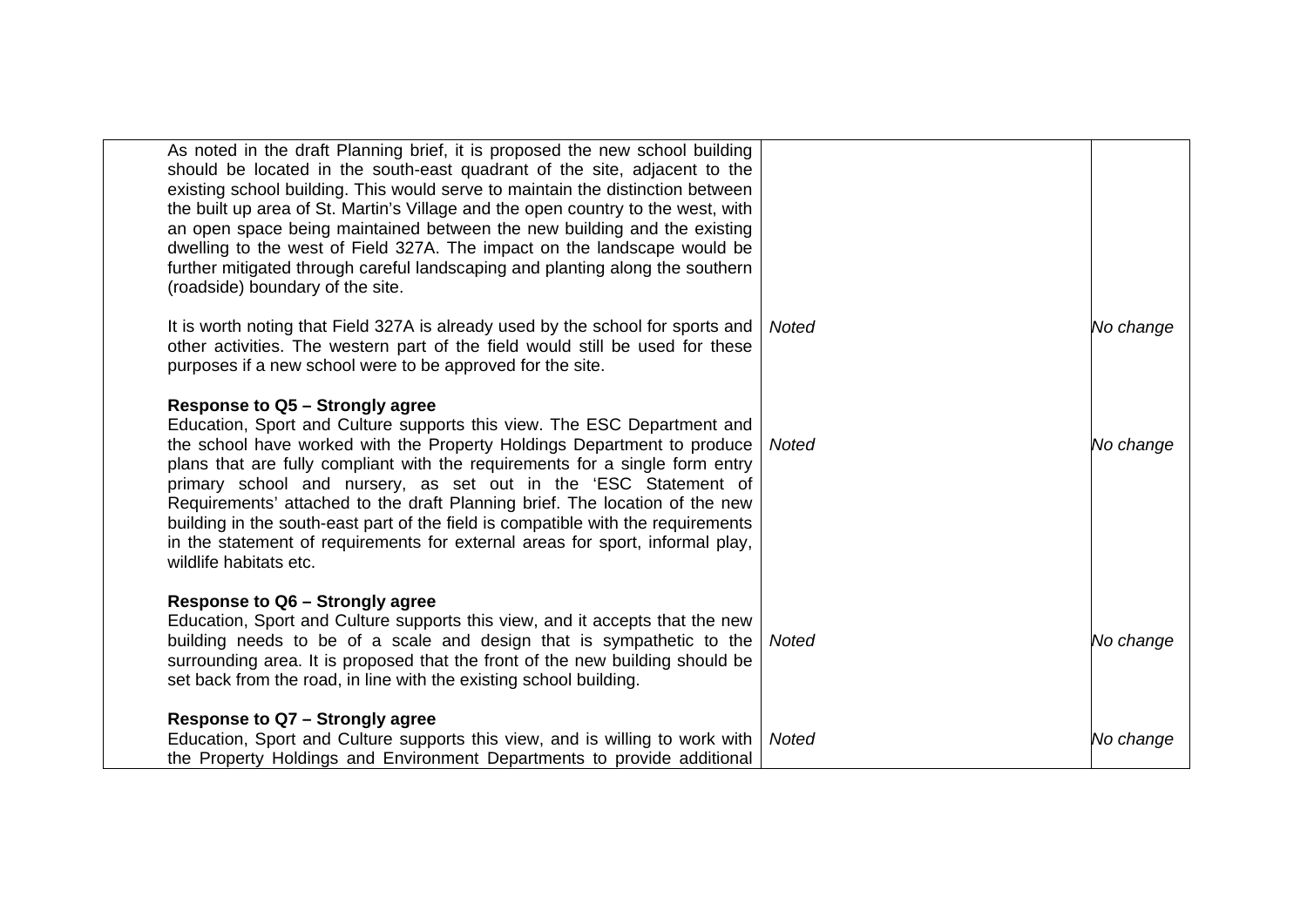| | | |
|---|---|---|
| As noted in the draft Planning brief, it is proposed the new school building should be located in the south-east quadrant of the site, adjacent to the existing school building. This would serve to maintain the distinction between the built up area of St. Martin's Village and the open country to the west, with an open space being maintained between the new building and the existing dwelling to the west of Field 327A. The impact on the landscape would be further mitigated through careful landscaping and planting along the southern (roadside) boundary of the site.<br><br>It is worth noting that Field 327A is already used by the school for sports and other activities. The western part of the field would still be used for these purposes if a new school were to be approved for the site. | *Noted* | *No change* |
| **Response to Q5 – Strongly agree**<br>Education, Sport and Culture supports this view. The ESC Department and the school have worked with the Property Holdings Department to produce plans that are fully compliant with the requirements for a single form entry primary school and nursery, as set out in the 'ESC Statement of Requirements' attached to the draft Planning brief. The location of the new building in the south-east part of the field is compatible with the requirements in the statement of requirements for external areas for sport, informal play, wildlife habitats etc. | *Noted* | *No change* |
| **Response to Q6 – Strongly agree**<br>Education, Sport and Culture supports this view, and it accepts that the new building needs to be of a scale and design that is sympathetic to the surrounding area. It is proposed that the front of the new building should be set back from the road, in line with the existing school building. | *Noted* | *No change* |
| **Response to Q7 – Strongly agree**<br>Education, Sport and Culture supports this view, and is willing to work with the Property Holdings and Environment Departments to provide additional | *Noted* | *No change* |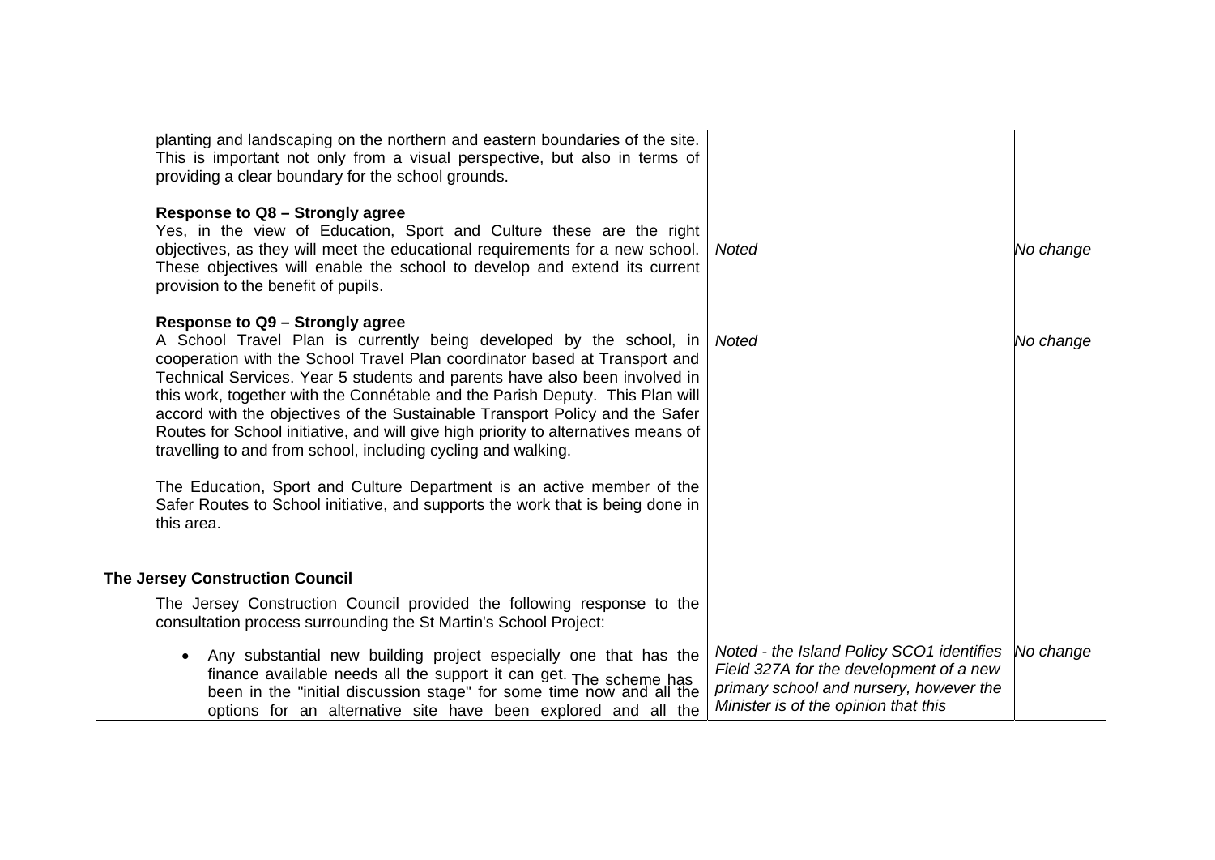| | | |
|---|---|---|
| planting and landscaping on the northern and eastern boundaries of the site. This is important not only from a visual perspective, but also in terms of providing a clear boundary for the school grounds. | | |
| **Response to Q8 – Strongly agree**<br>Yes, in the view of Education, Sport and Culture these are the right objectives, as they will meet the educational requirements for a new school. These objectives will enable the school to develop and extend its current provision to the benefit of pupils. | *Noted* | *No change* |
| **Response to Q9 – Strongly agree**<br>A School Travel Plan is currently being developed by the school, in cooperation with the School Travel Plan coordinator based at Transport and Technical Services. Year 5 students and parents have also been involved in this work, together with the Connétable and the Parish Deputy. This Plan will accord with the objectives of the Sustainable Transport Policy and the Safer Routes for School initiative, and will give high priority to alternatives means of travelling to and from school, including cycling and walking.<br><br>The Education, Sport and Culture Department is an active member of the Safer Routes to School initiative, and supports the work that is being done in this area. | *Noted* | *No change* |
| **The Jersey Construction Council** | | |
| The Jersey Construction Council provided the following response to the consultation process surrounding the St Martin's School Project: | | |
| • Any substantial new building project especially one that has the finance available needs all the support it can get. The scheme has been in the "initial discussion stage" for some time now and all the options for an alternative site have been explored and all the | *Noted - the Island Policy SCO1 identifies Field 327A for the development of a new primary school and nursery, however the Minister is of the opinion that this* | *No change* |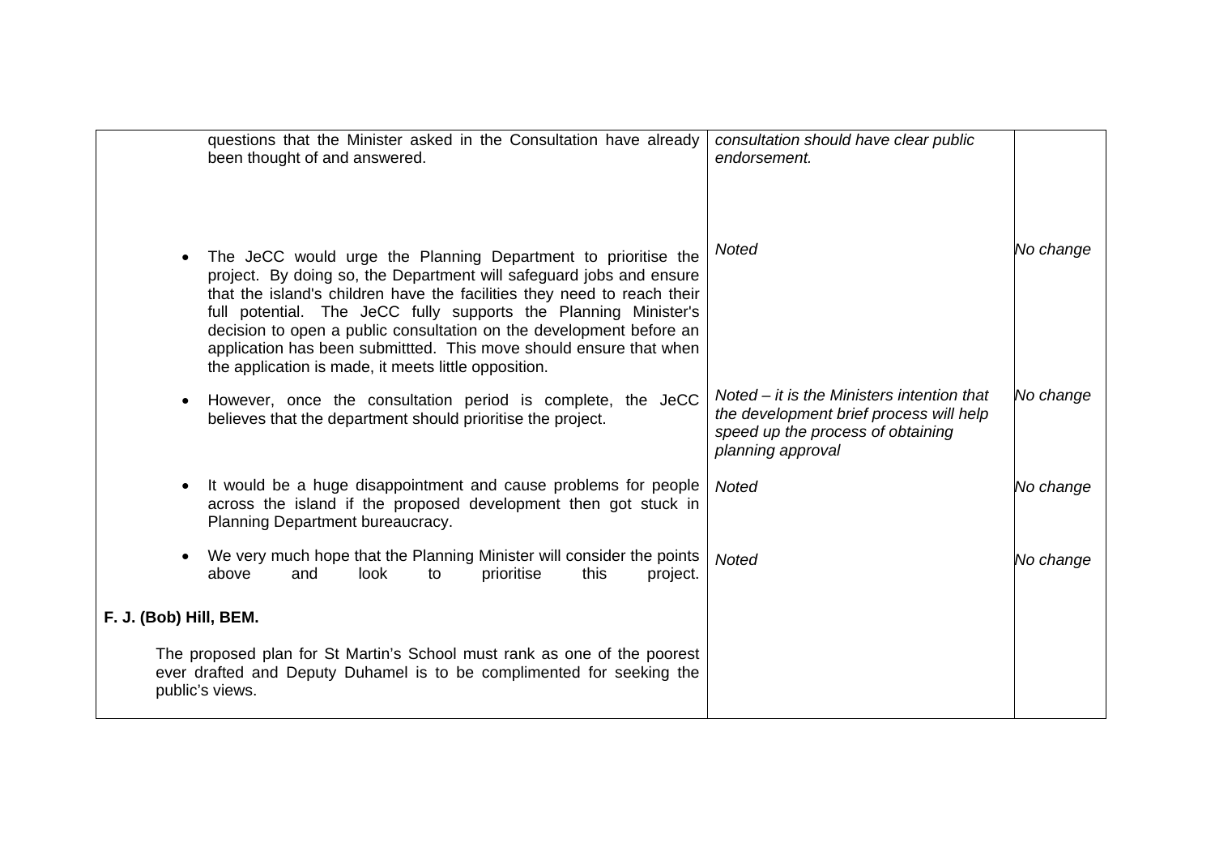| | | |
|---|---|---|
| questions that the Minister asked in the Consultation have already been thought of and answered. | *consultation should have clear public endorsement.* | |
| • The JeCC would urge the Planning Department to prioritise the project. By doing so, the Department will safeguard jobs and ensure that the island's children have the facilities they need to reach their full potential. The JeCC fully supports the Planning Minister's decision to open a public consultation on the development before an application has been submittted. This move should ensure that when the application is made, it meets little opposition. | *Noted* | *No change* |
| • However, once the consultation period is complete, the JeCC believes that the department should prioritise the project. | *Noted – it is the Ministers intention that the development brief process will help speed up the process of obtaining planning approval* | *No change* |
| • It would be a huge disappointment and cause problems for people across the island if the proposed development then got stuck in Planning Department bureaucracy. | *Noted* | *No change* |
| • We very much hope that the Planning Minister will consider the points above and look to prioritise this project. | *Noted* | *No change* |
| **F. J. (Bob) Hill, BEM.** | | |
| The proposed plan for St Martin's School must rank as one of the poorest ever drafted and Deputy Duhamel is to be complimented for seeking the public's views. | | |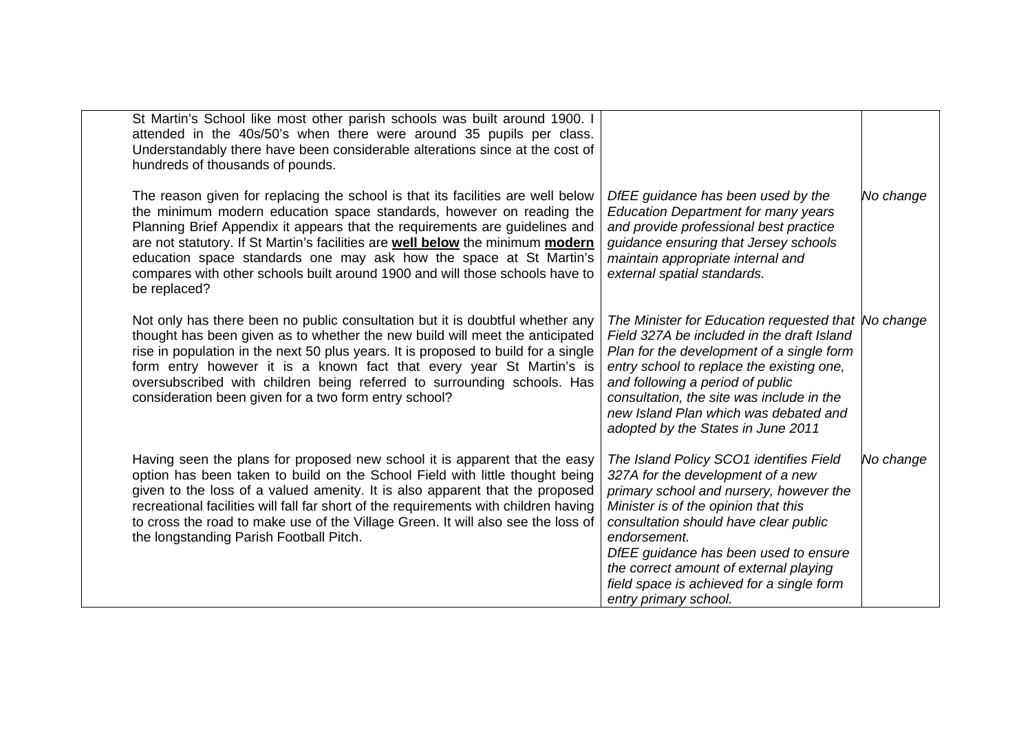| | | |
|---|---|---|
| St Martin's School like most other parish schools was built around 1900. I attended in the 40s/50's when there were around 35 pupils per class. Understandably there have been considerable alterations since at the cost of hundreds of thousands of pounds. | | |
| The reason given for replacing the school is that its facilities are well below the minimum modern education space standards, however on reading the Planning Brief Appendix it appears that the requirements are guidelines and are not statutory. If St Martin's facilities are **<u>well below</u>** the minimum **<u>modern</u>** education space standards one may ask how the space at St Martin's compares with other schools built around 1900 and will those schools have to be replaced? | *DfEE guidance has been used by the Education Department for many years and provide professional best practice guidance ensuring that Jersey schools maintain appropriate internal and external spatial standards.* | *No change* |
| Not only has there been no public consultation but it is doubtful whether any thought has been given as to whether the new build will meet the anticipated rise in population in the next 50 plus years. It is proposed to build for a single form entry however it is a known fact that every year St Martin's is oversubscribed with children being referred to surrounding schools. Has consideration been given for a two form entry school? | *The Minister for Education requested that Field 327A be included in the draft Island Plan for the development of a single form entry school to replace the existing one, and following a period of public consultation, the site was include in the new Island Plan which was debated and adopted by the States in June 2011* | *No change* |
| Having seen the plans for proposed new school it is apparent that the easy option has been taken to build on the School Field with little thought being given to the loss of a valued amenity. It is also apparent that the proposed recreational facilities will fall far short of the requirements with children having to cross the road to make use of the Village Green. It will also see the loss of the longstanding Parish Football Pitch. | *The Island Policy SCO1 identifies Field 327A for the development of a new primary school and nursery, however the Minister is of the opinion that this consultation should have clear public endorsement.* *DfEE guidance has been used to ensure the correct amount of external playing field space is achieved for a single form entry primary school.* | *No change* |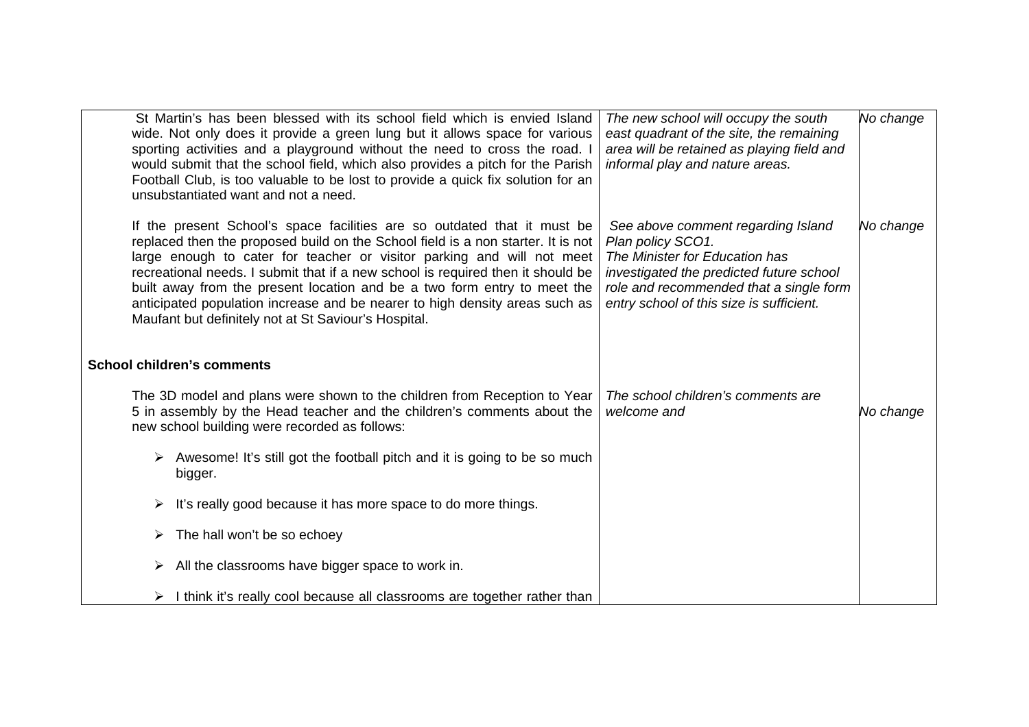| | | |
|---|---|---|
| St Martin's has been blessed with its school field which is envied Island wide. Not only does it provide a green lung but it allows space for various sporting activities and a playground without the need to cross the road. I would submit that the school field, which also provides a pitch for the Parish Football Club, is too valuable to be lost to provide a quick fix solution for an unsubstantiated want and not a need. | *The new school will occupy the south east quadrant of the site, the remaining area will be retained as playing field and informal play and nature areas.* | *No change* |
| If the present School's space facilities are so outdated that it must be replaced then the proposed build on the School field is a non starter. It is not large enough to cater for teacher or visitor parking and will not meet recreational needs. I submit that if a new school is required then it should be built away from the present location and be a two form entry to meet the anticipated population increase and be nearer to high density areas such as Maufant but definitely not at St Saviour's Hospital. | *See above comment regarding Island Plan policy SCO1. The Minister for Education has investigated the predicted future school role and recommended that a single form entry school of this size is sufficient.* | *No change* |
| **School children's comments** | | |
| The 3D model and plans were shown to the children from Reception to Year 5 in assembly by the Head teacher and the children's comments about the new school building were recorded as follows:<br><br>➢ Awesome! It's still got the football pitch and it is going to be so much bigger.<br><br>➢ It's really good because it has more space to do more things.<br><br>➢ The hall won't be so echoey<br><br>➢ All the classrooms have bigger space to work in.<br><br>➢ I think it's really cool because all classrooms are together rather than | *The school children's comments are welcome and* | *No change* |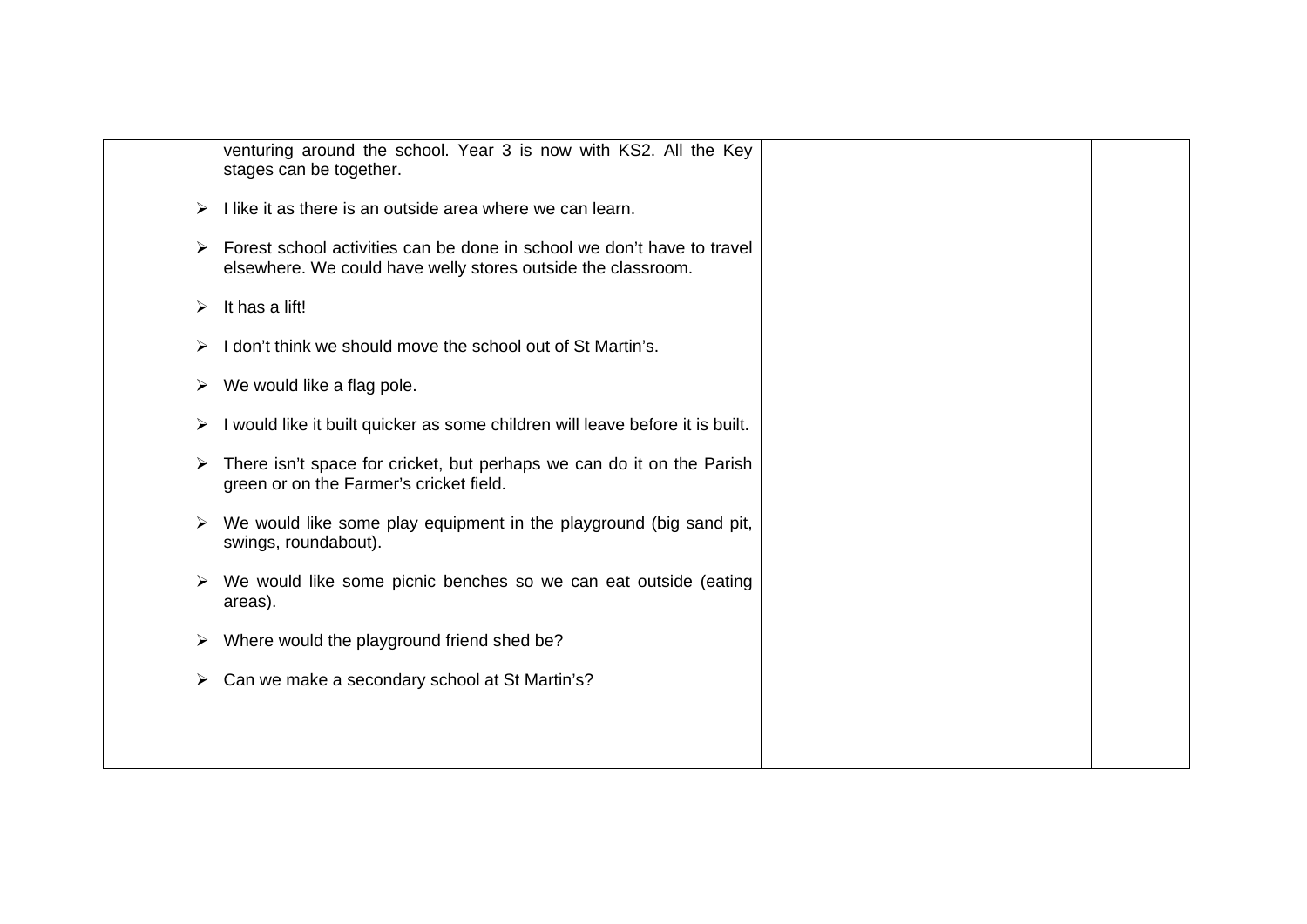| | | | |
|---|---|---|---|
| | venturing around the school. Year 3 is now with KS2. All the Key stages can be together.<br><br>➢ I like it as there is an outside area where we can learn.<br><br>➢ Forest school activities can be done in school we don't have to travel elsewhere. We could have welly stores outside the classroom.<br><br>➢ It has a lift!<br><br>➢ I don't think we should move the school out of St Martin's.<br><br>➢ We would like a flag pole.<br><br>➢ I would like it built quicker as some children will leave before it is built.<br><br>➢ There isn't space for cricket, but perhaps we can do it on the Parish green or on the Farmer's cricket field.<br><br>➢ We would like some play equipment in the playground (big sand pit, swings, roundabout).<br><br>➢ We would like some picnic benches so we can eat outside (eating areas).<br><br>➢ Where would the playground friend shed be?<br><br>➢ Can we make a secondary school at St Martin's? | | |